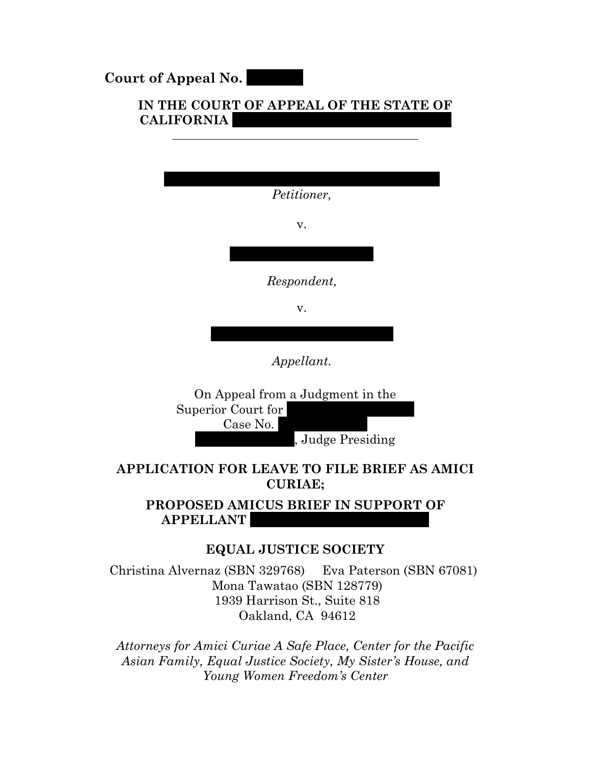**Court of Appeal No. [REDACTED]**

**IN THE COURT OF APPEAL OF THE STATE OF CALIFORNIA [REDACTED]**

---

[REDACTED]

*Petitioner,*

v.

[REDACTED]

*Respondent,*

v.

[REDACTED]

*Appellant.*

On Appeal from a Judgment in the Superior Court for [REDACTED]
Case No. [REDACTED]
[REDACTED], Judge Presiding

**APPLICATION FOR LEAVE TO FILE BRIEF AS AMICI CURIAE;**

**PROPOSED AMICUS BRIEF IN SUPPORT OF APPELLANT [REDACTED]**

**EQUAL JUSTICE SOCIETY**

Christina Alvernaz (SBN 329768) Eva Paterson (SBN 67081)
Mona Tawatao (SBN 128779)
1939 Harrison St., Suite 818
Oakland, CA 94612

*Attorneys for Amici Curiae A Safe Place, Center for the Pacific Asian Family, Equal Justice Society, My Sister's House, and Young Women Freedom's Center*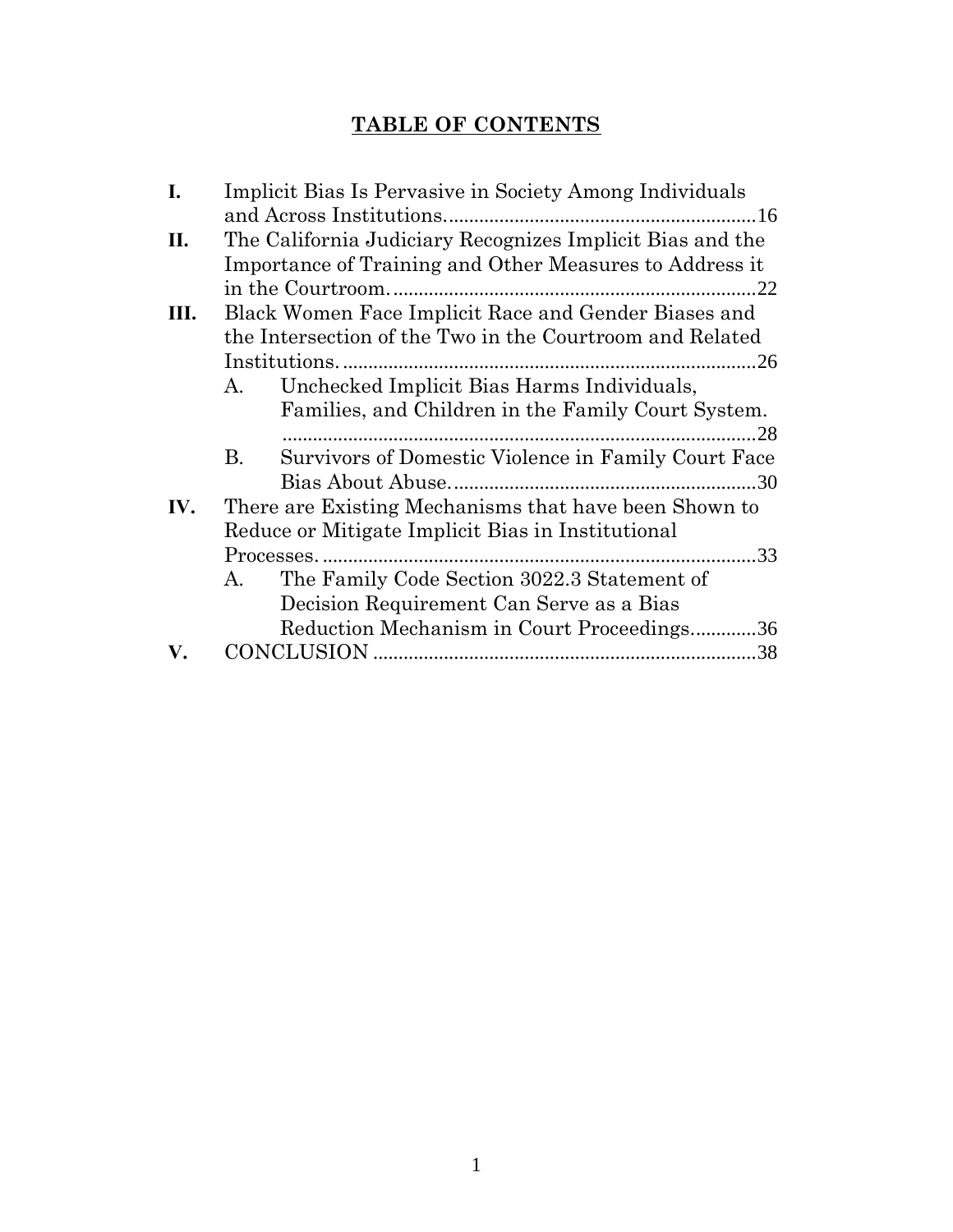# **TABLE OF CONTENTS**

**I.** Implicit Bias Is Pervasive in Society Among Individuals and Across Institutions.............................................................16

**II.** The California Judiciary Recognizes Implicit Bias and the Importance of Training and Other Measures to Address it in the Courtroom.........................................................................22

**III.** Black Women Face Implicit Race and Gender Biases and the Intersection of the Two in the Courtroom and Related Institutions....................................................................................26

- A. Unchecked Implicit Bias Harms Individuals, Families, and Children in the Family Court System. ..............................................................................................28
- B. Survivors of Domestic Violence in Family Court Face Bias About Abuse.............................................................30

**IV.** There are Existing Mechanisms that have been Shown to Reduce or Mitigate Implicit Bias in Institutional Processes........................................................................................33

- A. The Family Code Section 3022.3 Statement of Decision Requirement Can Serve as a Bias Reduction Mechanism in Court Proceedings.............36

**V.** CONCLUSION ............................................................................38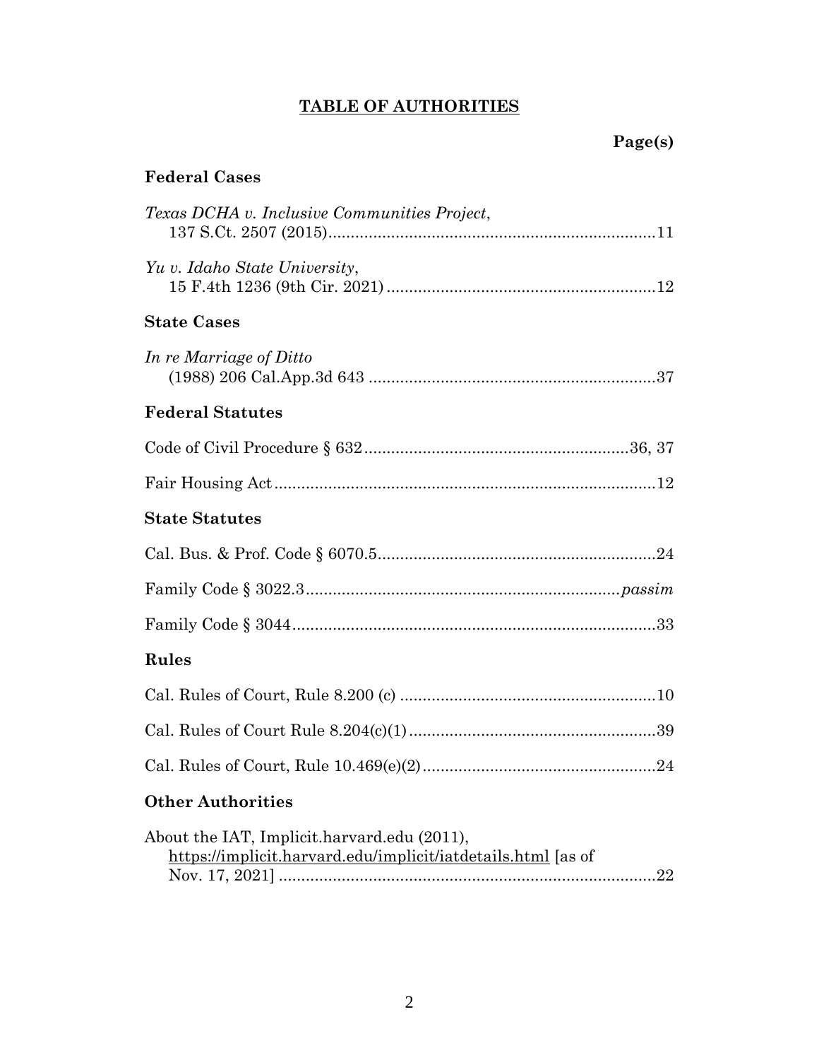# TABLE OF AUTHORITIES

**Page(s)**

## Federal Cases

*Texas DCHA v. Inclusive Communities Project*,
137 S.Ct. 2507 (2015)........................................................................11

*Yu v. Idaho State University*,
15 F.4th 1236 (9th Cir. 2021)...........................................................12

## State Cases

*In re Marriage of Ditto*
(1988) 206 Cal.App.3d 643 ...............................................................37

## Federal Statutes

Code of Civil Procedure § 632..........................................................36, 37

Fair Housing Act....................................................................................12

## State Statutes

Cal. Bus. & Prof. Code § 6070.5.............................................................24

Family Code § 3022.3......................................................................*passim*

Family Code § 3044................................................................................33

## Rules

Cal. Rules of Court, Rule 8.200 (c) .........................................................10

Cal. Rules of Court Rule 8.204(c)(1)......................................................39

Cal. Rules of Court, Rule 10.469(e)(2)...................................................24

## Other Authorities

About the IAT, Implicit.harvard.edu (2011),
https://implicit.harvard.edu/implicit/iatdetails.html [as of
Nov. 17, 2021] ....................................................................................22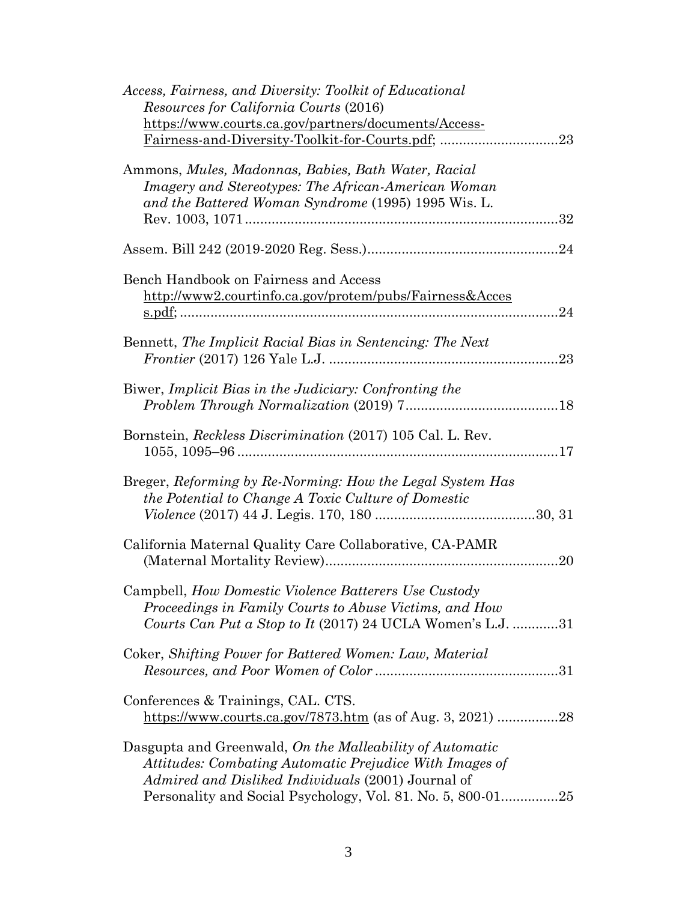*Access, Fairness, and Diversity: Toolkit of Educational Resources for California Courts* (2016) https://www.courts.ca.gov/partners/documents/Access-Fairness-and-Diversity-Toolkit-for-Courts.pdf; ..............................23

Ammons, *Mules, Madonnas, Babies, Bath Water, Racial Imagery and Stereotypes: The African-American Woman and the Battered Woman Syndrome* (1995) 1995 Wis. L. Rev. 1003, 1071..................................................................................32

Assem. Bill 242 (2019-2020 Reg. Sess.).................................................24

Bench Handbook on Fairness and Access http://www2.courtinfo.ca.gov/protem/pubs/Fairness&Access.pdf; ...................................................................................................24

Bennett, *The Implicit Racial Bias in Sentencing: The Next Frontier* (2017) 126 Yale L.J. ............................................................23

Biwer, *Implicit Bias in the Judiciary: Confronting the Problem Through Normalization* (2019) 7........................................18

Bornstein, *Reckless Discrimination* (2017) 105 Cal. L. Rev. 1055, 1095–96 ...................................................................................17

Breger, *Reforming by Re-Norming: How the Legal System Has the Potential to Change A Toxic Culture of Domestic Violence* (2017) 44 J. Legis. 170, 180 ..........................................30, 31

California Maternal Quality Care Collaborative, CA-PAMR (Maternal Mortality Review)............................................................20

Campbell, *How Domestic Violence Batterers Use Custody Proceedings in Family Courts to Abuse Victims, and How Courts Can Put a Stop to It* (2017) 24 UCLA Women's L.J. ............31

Coker, *Shifting Power for Battered Women: Law, Material Resources, and Poor Women of Color* ...............................................31

Conferences & Trainings, CAL. CTS. https://www.courts.ca.gov/7873.htm (as of Aug. 3, 2021) ................28

Dasgupta and Greenwald, *On the Malleability of Automatic Attitudes: Combating Automatic Prejudice With Images of Admired and Disliked Individuals* (2001) Journal of Personality and Social Psychology, Vol. 81. No. 5, 800-01...............25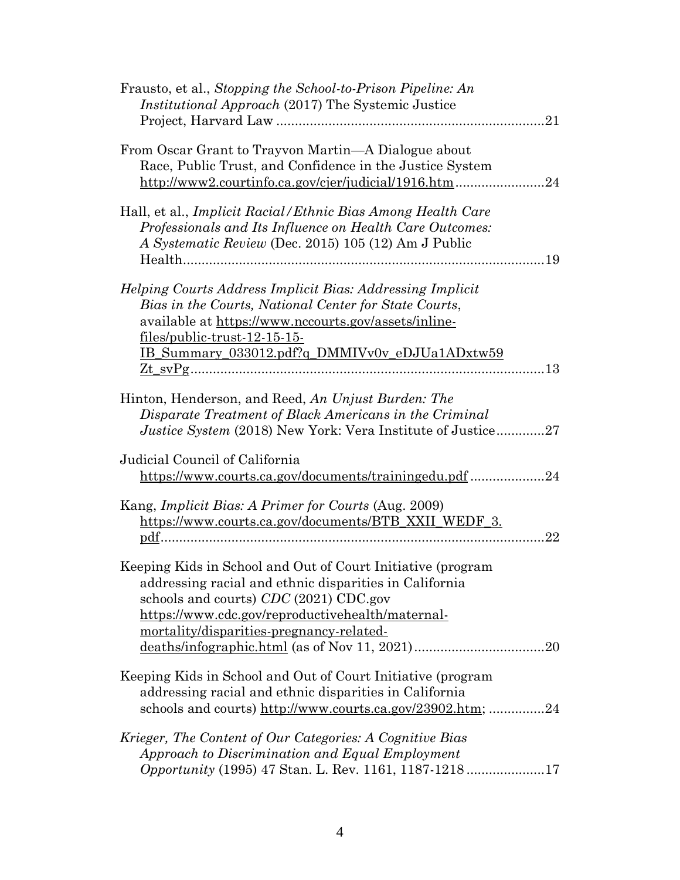Frausto, et al., *Stopping the School-to-Prison Pipeline: An Institutional Approach* (2017) The Systemic Justice Project, Harvard Law ........................................................................21

From Oscar Grant to Trayvon Martin—A Dialogue about Race, Public Trust, and Confidence in the Justice System http://www2.courtinfo.ca.gov/cjer/judicial/1916.htm........................24

Hall, et al., *Implicit Racial/Ethnic Bias Among Health Care Professionals and Its Influence on Health Care Outcomes: A Systematic Review* (Dec. 2015) 105 (12) Am J Public Health...................................................................................................19

*Helping Courts Address Implicit Bias: Addressing Implicit Bias in the Courts, National Center for State Courts*, available at https://www.nccourts.gov/assets/inline-files/public-trust-12-15-15-IB_Summary_033012.pdf?q_DMMIVv0v_eDJUa1ADxtw59Zt_svPg...............................................................................................13

Hinton, Henderson, and Reed, *An Unjust Burden: The Disparate Treatment of Black Americans in the Criminal Justice System* (2018) New York: Vera Institute of Justice.............27

Judicial Council of California https://www.courts.ca.gov/documents/trainingedu.pdf ....................24

Kang, *Implicit Bias: A Primer for Courts* (Aug. 2009) https://www.courts.ca.gov/documents/BTB_XXII_WEDF_3.pdf.......................................................................................................22

Keeping Kids in School and Out of Court Initiative (program addressing racial and ethnic disparities in California schools and courts) *CDC* (2021) CDC.gov https://www.cdc.gov/reproductivehealth/maternal-mortality/disparities-pregnancy-related-deaths/infographic.html (as of Nov 11, 2021)..................................20

Keeping Kids in School and Out of Court Initiative (program addressing racial and ethnic disparities in California schools and courts) http://www.courts.ca.gov/23902.htm; ...............24

*Krieger, The Content of Our Categories: A Cognitive Bias Approach to Discrimination and Equal Employment Opportunity* (1995) 47 Stan. L. Rev. 1161, 1187-1218 .....................17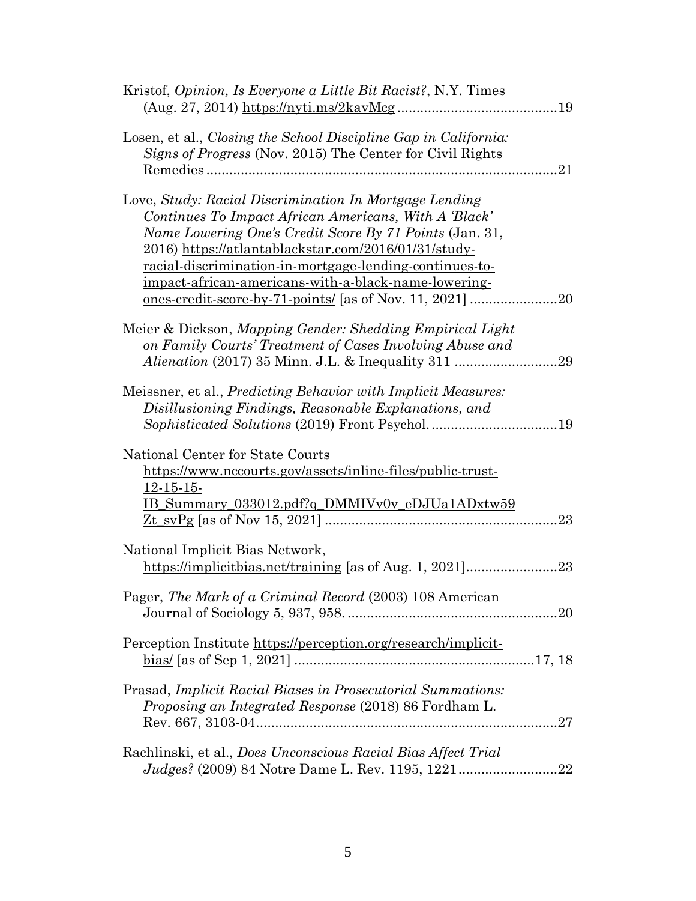Kristof, *Opinion, Is Everyone a Little Bit Racist?*, N.Y. Times (Aug. 27, 2014) https://nyti.ms/2kavMcg ..........................................19

Losen, et al., *Closing the School Discipline Gap in California: Signs of Progress* (Nov. 2015) The Center for Civil Rights Remedies ..........................................................................................21

Love, *Study: Racial Discrimination In Mortgage Lending Continues To Impact African Americans, With A 'Black' Name Lowering One's Credit Score By 71 Points* (Jan. 31, 2016) https://atlantablackstar.com/2016/01/31/study-racial-discrimination-in-mortgage-lending-continues-to-impact-african-americans-with-a-black-name-lowering-ones-credit-score-by-71-points/ [as of Nov. 11, 2021] .......................20

Meier & Dickson, *Mapping Gender: Shedding Empirical Light on Family Courts' Treatment of Cases Involving Abuse and Alienation* (2017) 35 Minn. J.L. & Inequality 311 ..........................29

Meissner, et al., *Predicting Behavior with Implicit Measures: Disillusioning Findings, Reasonable Explanations, and Sophisticated Solutions* (2019) Front Psychol. ................................19

National Center for State Courts https://www.nccourts.gov/assets/inline-files/public-trust-12-15-15-IB_Summary_033012.pdf?q_DMMIVv0v_eDJUa1ADxtw59Zt_svPg [as of Nov 15, 2021] ............................................................23

National Implicit Bias Network, https://implicitbias.net/training [as of Aug. 1, 2021]........................23

Pager, *The Mark of a Criminal Record* (2003) 108 American Journal of Sociology 5, 937, 958. ......................................................20

Perception Institute https://perception.org/research/implicit-bias/ [as of Sep 1, 2021] ..............................................................17, 18

Prasad, *Implicit Racial Biases in Prosecutorial Summations: Proposing an Integrated Response* (2018) 86 Fordham L. Rev. 667, 3103-04...............................................................................27

Rachlinski, et al., *Does Unconscious Racial Bias Affect Trial Judges?* (2009) 84 Notre Dame L. Rev. 1195, 1221.........................22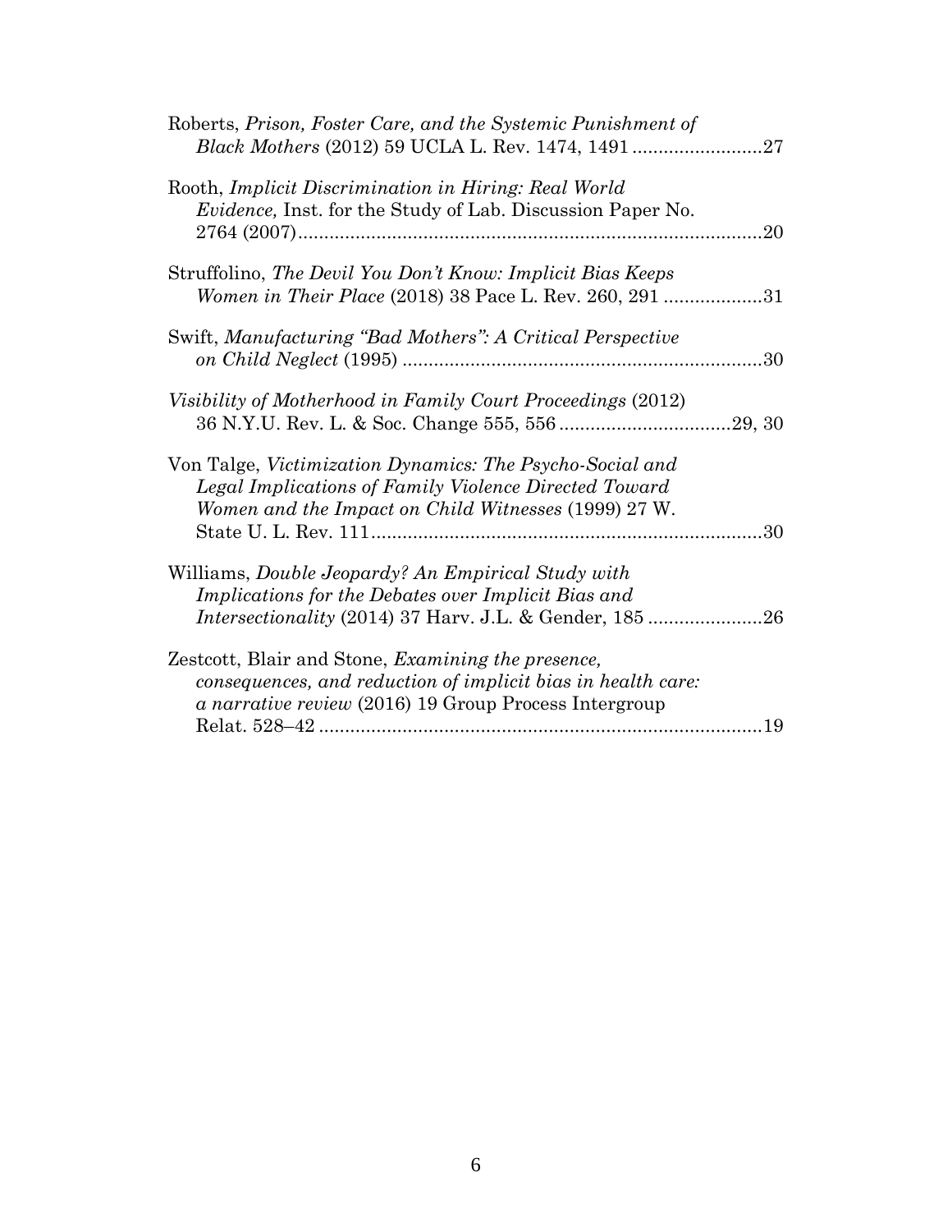Roberts, *Prison, Foster Care, and the Systemic Punishment of Black Mothers* (2012) 59 UCLA L. Rev. 1474, 1491 .........................27

Rooth, *Implicit Discrimination in Hiring: Real World Evidence,* Inst. for the Study of Lab. Discussion Paper No. 2764 (2007).........................................................................................20

Struffolino, *The Devil You Don't Know: Implicit Bias Keeps Women in Their Place* (2018) 38 Pace L. Rev. 260, 291 ...................31

Swift, *Manufacturing "Bad Mothers": A Critical Perspective on Child Neglect* (1995) .....................................................................30

*Visibility of Motherhood in Family Court Proceedings* (2012) 36 N.Y.U. Rev. L. & Soc. Change 555, 556 .................................29, 30

Von Talge, *Victimization Dynamics: The Psycho-Social and Legal Implications of Family Violence Directed Toward Women and the Impact on Child Witnesses* (1999) 27 W. State U. L. Rev. 111...........................................................................30

Williams, *Double Jeopardy? An Empirical Study with Implications for the Debates over Implicit Bias and Intersectionality* (2014) 37 Harv. J.L. & Gender, 185 ......................26

Zestcott, Blair and Stone, *Examining the presence, consequences, and reduction of implicit bias in health care: a narrative review* (2016) 19 Group Process Intergroup Relat. 528–42 .....................................................................................19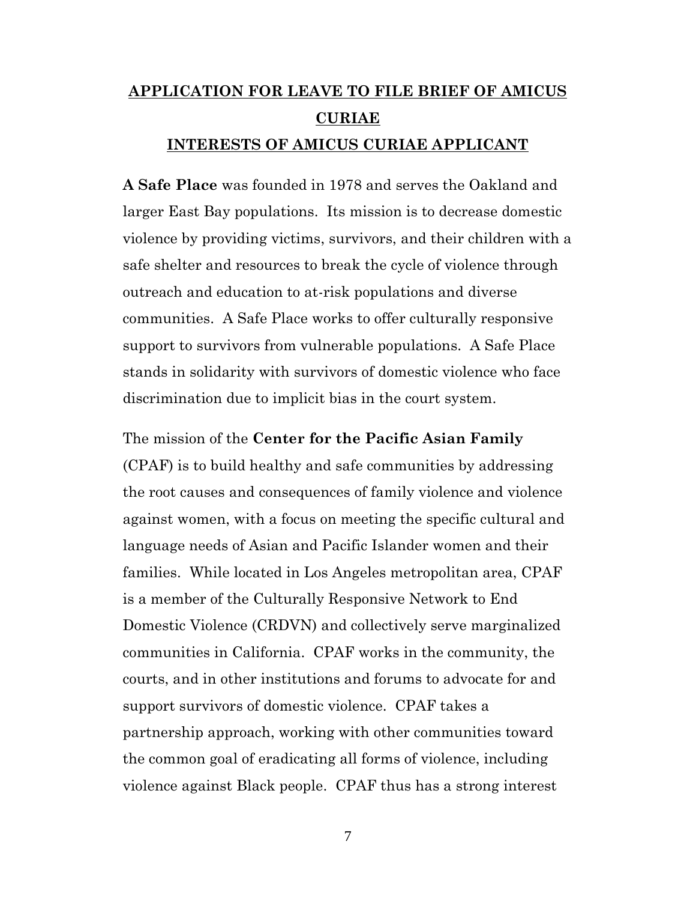## APPLICATION FOR LEAVE TO FILE BRIEF OF AMICUS CURIAE

## INTERESTS OF AMICUS CURIAE APPLICANT

**A Safe Place** was founded in 1978 and serves the Oakland and larger East Bay populations. Its mission is to decrease domestic violence by providing victims, survivors, and their children with a safe shelter and resources to break the cycle of violence through outreach and education to at-risk populations and diverse communities. A Safe Place works to offer culturally responsive support to survivors from vulnerable populations. A Safe Place stands in solidarity with survivors of domestic violence who face discrimination due to implicit bias in the court system.

The mission of the **Center for the Pacific Asian Family** (CPAF) is to build healthy and safe communities by addressing the root causes and consequences of family violence and violence against women, with a focus on meeting the specific cultural and language needs of Asian and Pacific Islander women and their families. While located in Los Angeles metropolitan area, CPAF is a member of the Culturally Responsive Network to End Domestic Violence (CRDVN) and collectively serve marginalized communities in California. CPAF works in the community, the courts, and in other institutions and forums to advocate for and support survivors of domestic violence. CPAF takes a partnership approach, working with other communities toward the common goal of eradicating all forms of violence, including violence against Black people. CPAF thus has a strong interest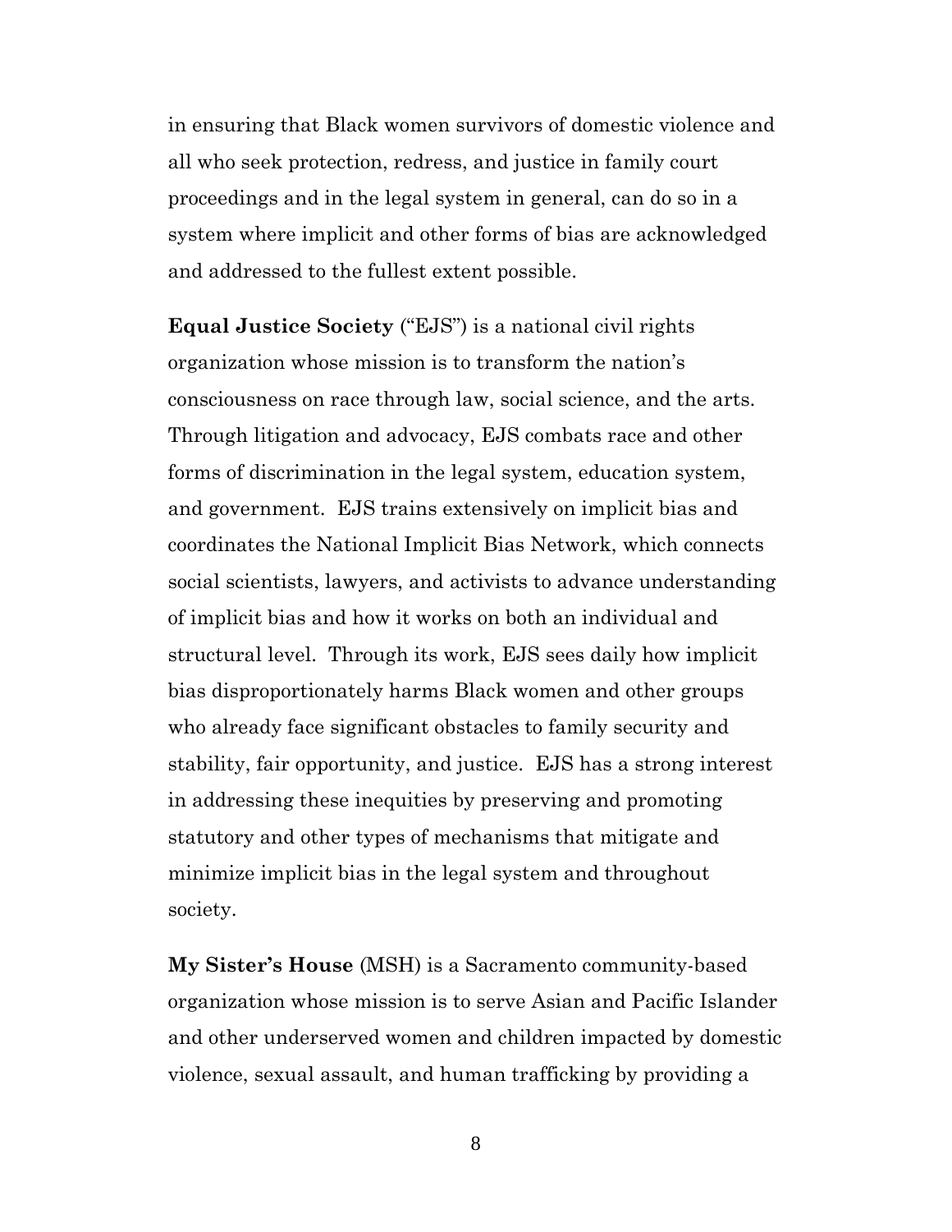in ensuring that Black women survivors of domestic violence and all who seek protection, redress, and justice in family court proceedings and in the legal system in general, can do so in a system where implicit and other forms of bias are acknowledged and addressed to the fullest extent possible.

**Equal Justice Society** ("EJS") is a national civil rights organization whose mission is to transform the nation's consciousness on race through law, social science, and the arts. Through litigation and advocacy, EJS combats race and other forms of discrimination in the legal system, education system, and government. EJS trains extensively on implicit bias and coordinates the National Implicit Bias Network, which connects social scientists, lawyers, and activists to advance understanding of implicit bias and how it works on both an individual and structural level. Through its work, EJS sees daily how implicit bias disproportionately harms Black women and other groups who already face significant obstacles to family security and stability, fair opportunity, and justice. EJS has a strong interest in addressing these inequities by preserving and promoting statutory and other types of mechanisms that mitigate and minimize implicit bias in the legal system and throughout society.

**My Sister's House** (MSH) is a Sacramento community-based organization whose mission is to serve Asian and Pacific Islander and other underserved women and children impacted by domestic violence, sexual assault, and human trafficking by providing a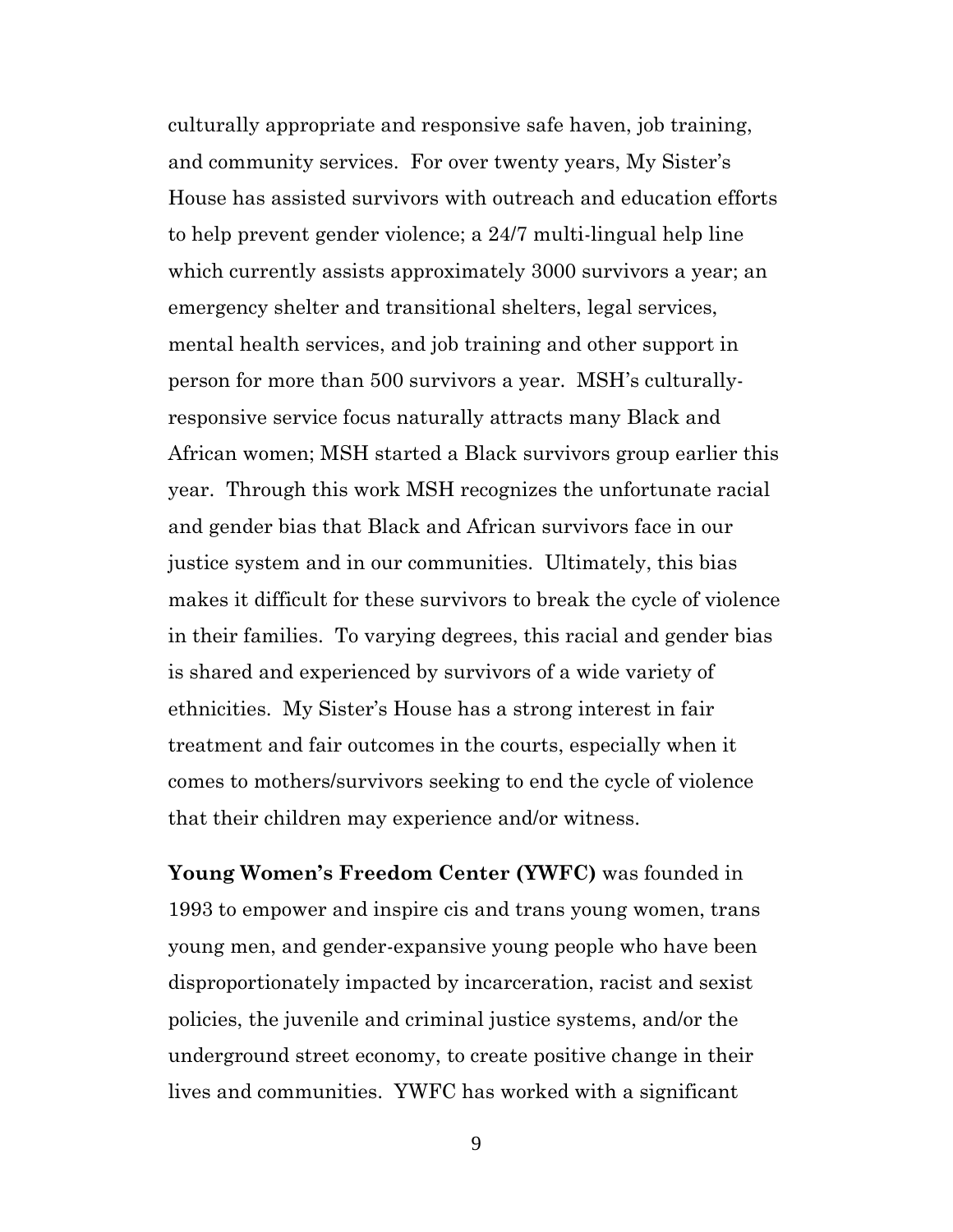culturally appropriate and responsive safe haven, job training, and community services. For over twenty years, My Sister's House has assisted survivors with outreach and education efforts to help prevent gender violence; a 24/7 multi-lingual help line which currently assists approximately 3000 survivors a year; an emergency shelter and transitional shelters, legal services, mental health services, and job training and other support in person for more than 500 survivors a year. MSH's culturally-responsive service focus naturally attracts many Black and African women; MSH started a Black survivors group earlier this year. Through this work MSH recognizes the unfortunate racial and gender bias that Black and African survivors face in our justice system and in our communities. Ultimately, this bias makes it difficult for these survivors to break the cycle of violence in their families. To varying degrees, this racial and gender bias is shared and experienced by survivors of a wide variety of ethnicities. My Sister's House has a strong interest in fair treatment and fair outcomes in the courts, especially when it comes to mothers/survivors seeking to end the cycle of violence that their children may experience and/or witness.

**Young Women's Freedom Center (YWFC)** was founded in 1993 to empower and inspire cis and trans young women, trans young men, and gender-expansive young people who have been disproportionately impacted by incarceration, racist and sexist policies, the juvenile and criminal justice systems, and/or the underground street economy, to create positive change in their lives and communities. YWFC has worked with a significant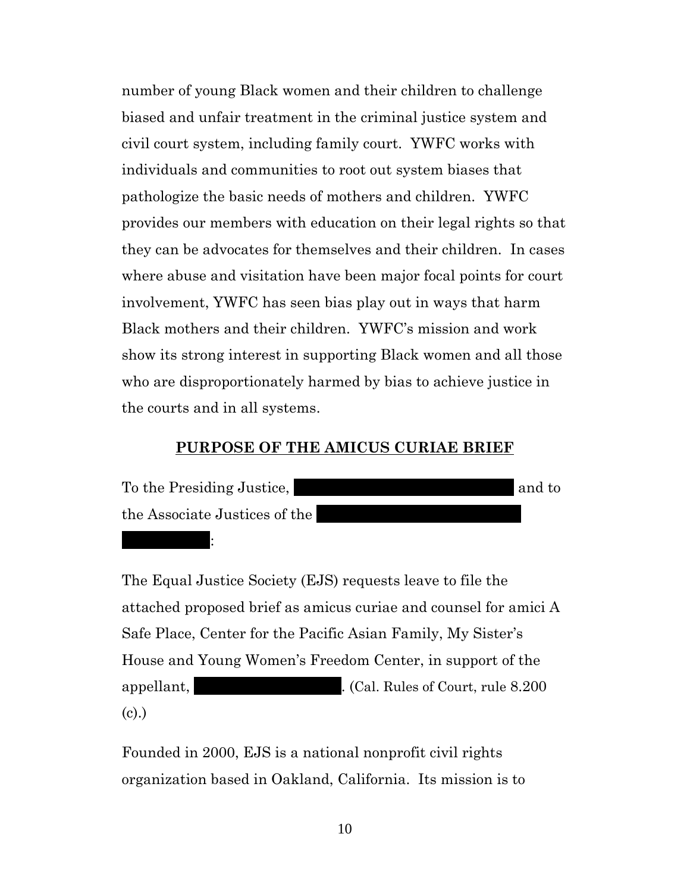number of young Black women and their children to challenge biased and unfair treatment in the criminal justice system and civil court system, including family court. YWFC works with individuals and communities to root out system biases that pathologize the basic needs of mothers and children. YWFC provides our members with education on their legal rights so that they can be advocates for themselves and their children. In cases where abuse and visitation have been major focal points for court involvement, YWFC has seen bias play out in ways that harm Black mothers and their children. YWFC's mission and work show its strong interest in supporting Black women and all those who are disproportionately harmed by bias to achieve justice in the courts and in all systems.

## PURPOSE OF THE AMICUS CURIAE BRIEF

To the Presiding Justice, [REDACTED] and to the Associate Justices of the [REDACTED] [REDACTED]:

The Equal Justice Society (EJS) requests leave to file the attached proposed brief as amicus curiae and counsel for amici A Safe Place, Center for the Pacific Asian Family, My Sister's House and Young Women's Freedom Center, in support of the appellant, [REDACTED]. (Cal. Rules of Court, rule 8.200 (c).)

Founded in 2000, EJS is a national nonprofit civil rights organization based in Oakland, California. Its mission is to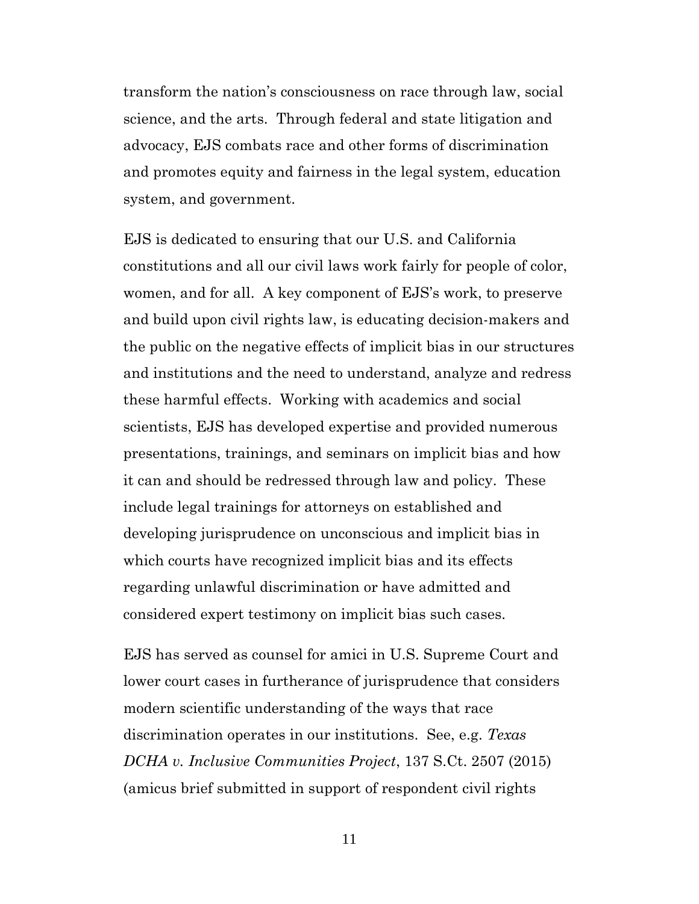transform the nation's consciousness on race through law, social science, and the arts. Through federal and state litigation and advocacy, EJS combats race and other forms of discrimination and promotes equity and fairness in the legal system, education system, and government.

EJS is dedicated to ensuring that our U.S. and California constitutions and all our civil laws work fairly for people of color, women, and for all. A key component of EJS's work, to preserve and build upon civil rights law, is educating decision-makers and the public on the negative effects of implicit bias in our structures and institutions and the need to understand, analyze and redress these harmful effects. Working with academics and social scientists, EJS has developed expertise and provided numerous presentations, trainings, and seminars on implicit bias and how it can and should be redressed through law and policy. These include legal trainings for attorneys on established and developing jurisprudence on unconscious and implicit bias in which courts have recognized implicit bias and its effects regarding unlawful discrimination or have admitted and considered expert testimony on implicit bias such cases.

EJS has served as counsel for amici in U.S. Supreme Court and lower court cases in furtherance of jurisprudence that considers modern scientific understanding of the ways that race discrimination operates in our institutions. See, e.g. *Texas DCHA v. Inclusive Communities Project*, 137 S.Ct. 2507 (2015) (amicus brief submitted in support of respondent civil rights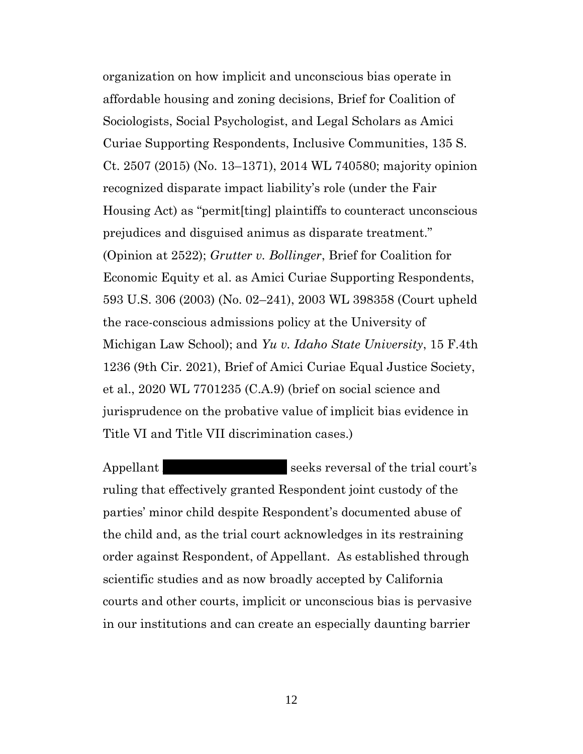organization on how implicit and unconscious bias operate in affordable housing and zoning decisions, Brief for Coalition of Sociologists, Social Psychologist, and Legal Scholars as Amici Curiae Supporting Respondents, Inclusive Communities, 135 S. Ct. 2507 (2015) (No. 13–1371), 2014 WL 740580; majority opinion recognized disparate impact liability's role (under the Fair Housing Act) as "permit[ting] plaintiffs to counteract unconscious prejudices and disguised animus as disparate treatment." (Opinion at 2522); *Grutter v. Bollinger*, Brief for Coalition for Economic Equity et al. as Amici Curiae Supporting Respondents, 593 U.S. 306 (2003) (No. 02–241), 2003 WL 398358 (Court upheld the race-conscious admissions policy at the University of Michigan Law School); and *Yu v. Idaho State University*, 15 F.4th 1236 (9th Cir. 2021), Brief of Amici Curiae Equal Justice Society, et al., 2020 WL 7701235 (C.A.9) (brief on social science and jurisprudence on the probative value of implicit bias evidence in Title VI and Title VII discrimination cases.)

Appellant ████████████ seeks reversal of the trial court's ruling that effectively granted Respondent joint custody of the parties' minor child despite Respondent's documented abuse of the child and, as the trial court acknowledges in its restraining order against Respondent, of Appellant. As established through scientific studies and as now broadly accepted by California courts and other courts, implicit or unconscious bias is pervasive in our institutions and can create an especially daunting barrier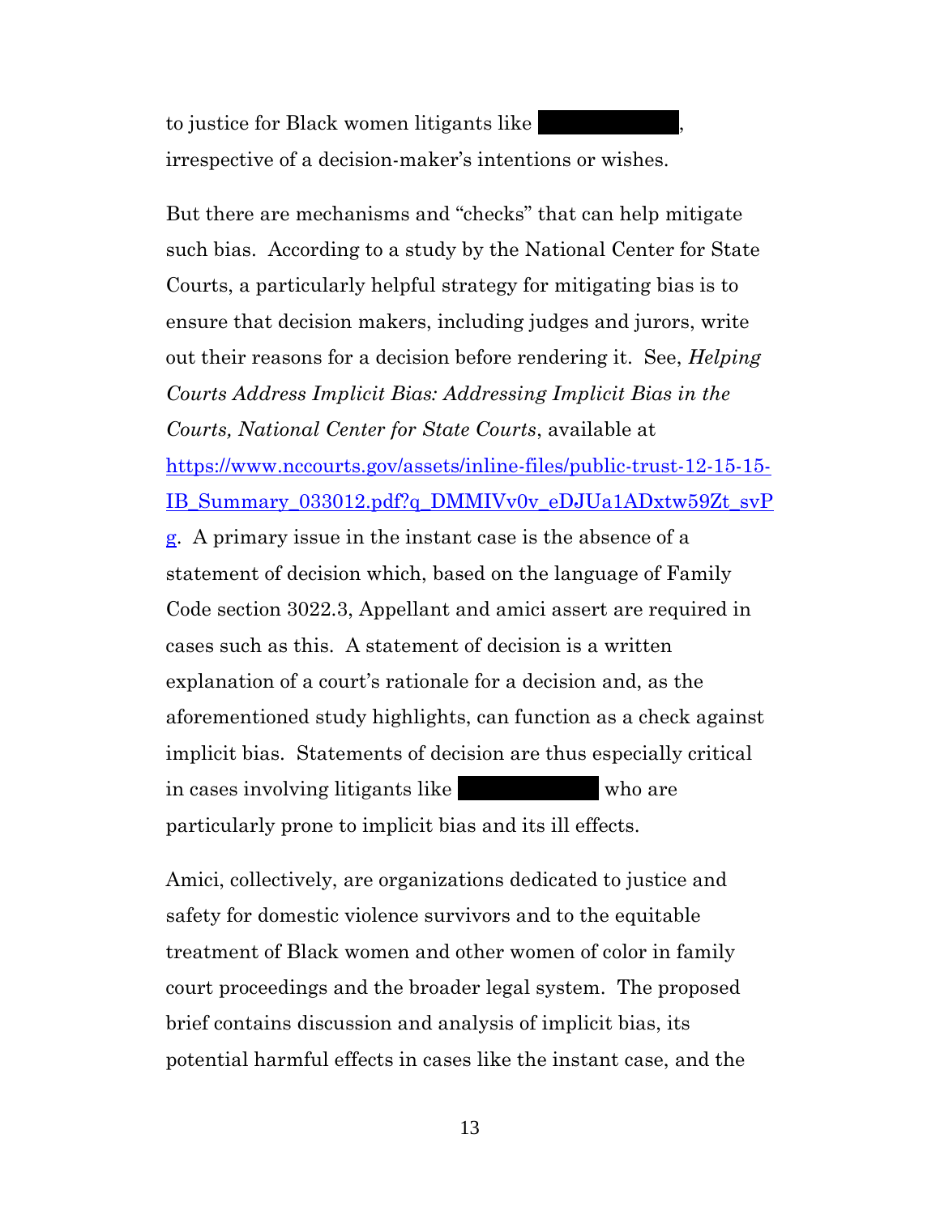to justice for Black women litigants like ██████████, irrespective of a decision-maker's intentions or wishes.

But there are mechanisms and "checks" that can help mitigate such bias. According to a study by the National Center for State Courts, a particularly helpful strategy for mitigating bias is to ensure that decision makers, including judges and jurors, write out their reasons for a decision before rendering it. See, *Helping Courts Address Implicit Bias: Addressing Implicit Bias in the Courts, National Center for State Courts*, available at [https://www.nccourts.gov/assets/inline-files/public-trust-12-15-15-IB_Summary_033012.pdf?q_DMMIVv0v_eDJUa1ADxtw59Zt_svPg](https://www.nccourts.gov/assets/inline-files/public-trust-12-15-15-IB_Summary_033012.pdf?q_DMMIVv0v_eDJUa1ADxtw59Zt_svPg). A primary issue in the instant case is the absence of a statement of decision which, based on the language of Family Code section 3022.3, Appellant and amici assert are required in cases such as this. A statement of decision is a written explanation of a court's rationale for a decision and, as the aforementioned study highlights, can function as a check against implicit bias. Statements of decision are thus especially critical in cases involving litigants like ██████████ who are particularly prone to implicit bias and its ill effects.

Amici, collectively, are organizations dedicated to justice and safety for domestic violence survivors and to the equitable treatment of Black women and other women of color in family court proceedings and the broader legal system. The proposed brief contains discussion and analysis of implicit bias, its potential harmful effects in cases like the instant case, and the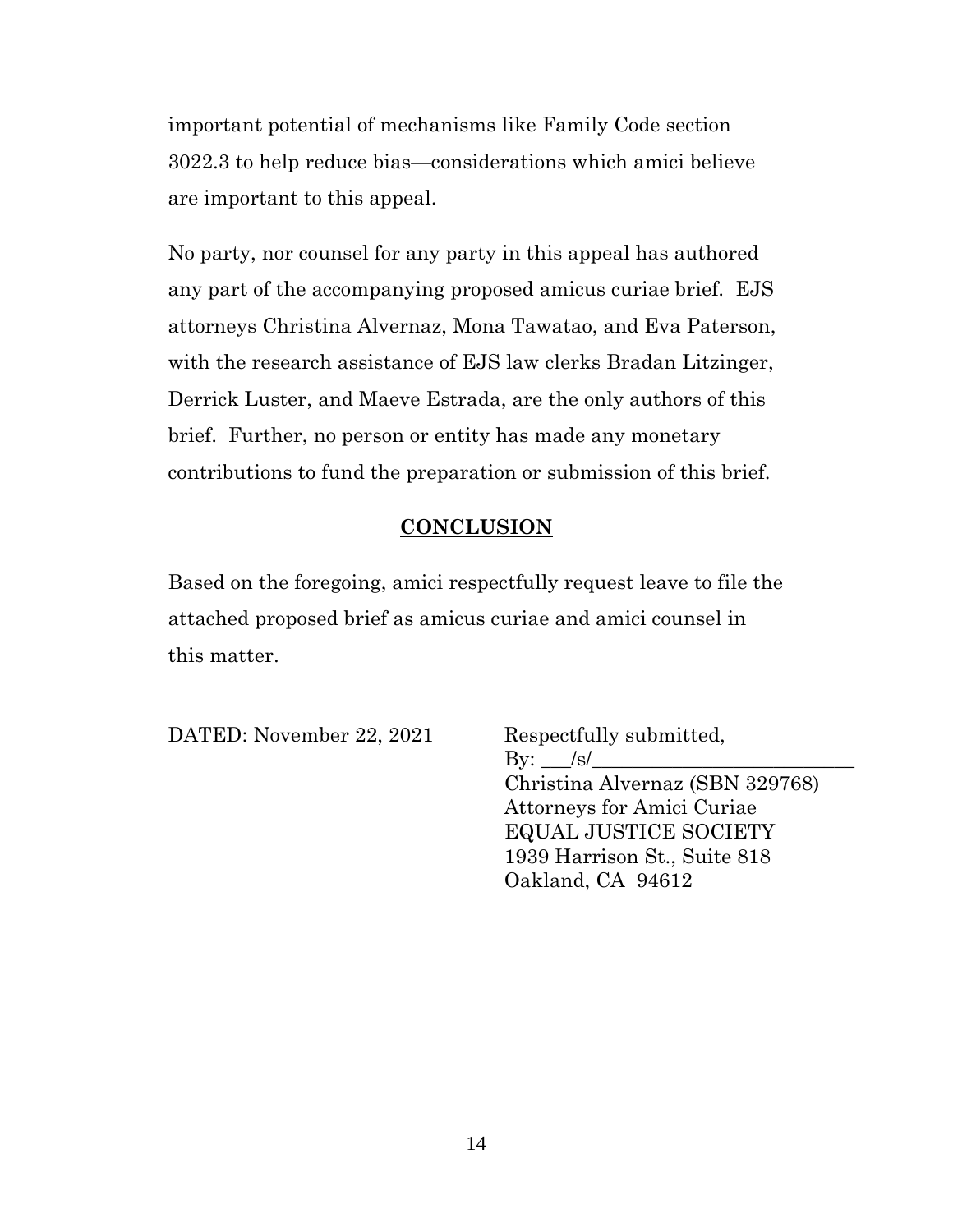important potential of mechanisms like Family Code section 3022.3 to help reduce bias—considerations which amici believe are important to this appeal.

No party, nor counsel for any party in this appeal has authored any part of the accompanying proposed amicus curiae brief. EJS attorneys Christina Alvernaz, Mona Tawatao, and Eva Paterson, with the research assistance of EJS law clerks Bradan Litzinger, Derrick Luster, and Maeve Estrada, are the only authors of this brief. Further, no person or entity has made any monetary contributions to fund the preparation or submission of this brief.

## CONCLUSION

Based on the foregoing, amici respectfully request leave to file the attached proposed brief as amicus curiae and amici counsel in this matter.

DATED: November 22, 2021

Respectfully submitted,
By: ___/s/__________________________
Christina Alvernaz (SBN 329768)
Attorneys for Amici Curiae
EQUAL JUSTICE SOCIETY
1939 Harrison St., Suite 818
Oakland, CA 94612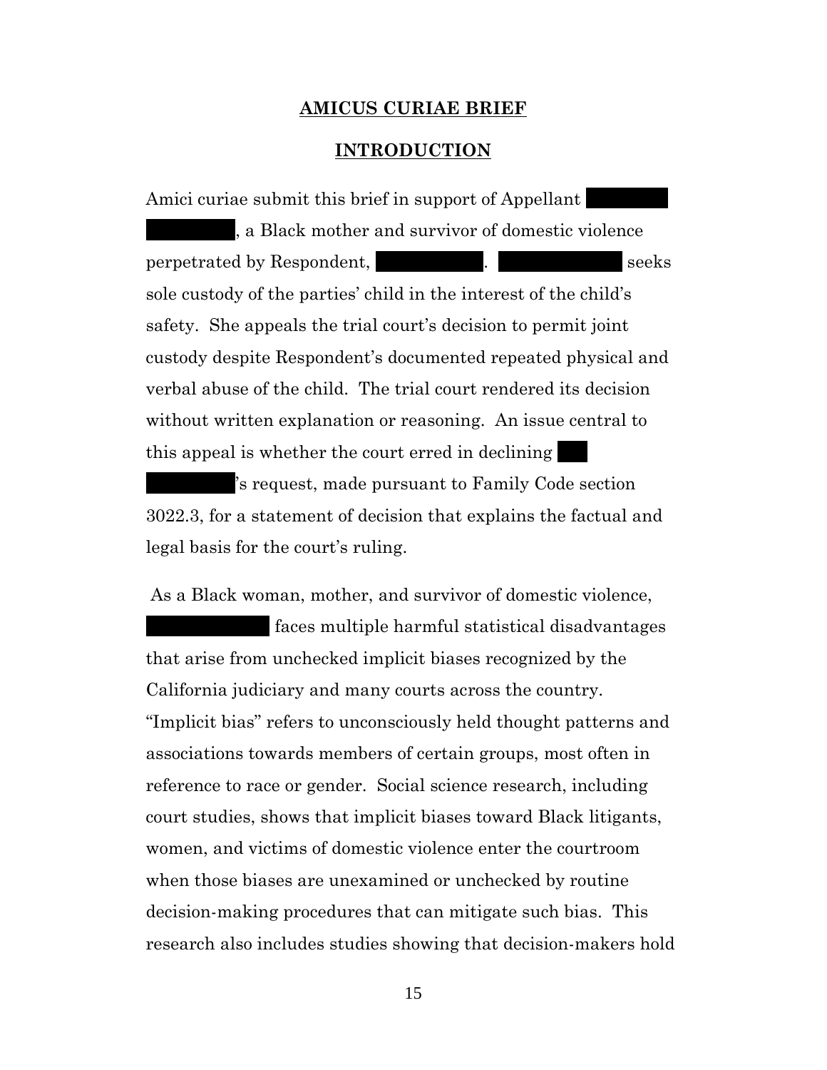## AMICUS CURIAE BRIEF

## INTRODUCTION

Amici curiae submit this brief in support of Appellant ██████ ██████, a Black mother and survivor of domestic violence perpetrated by Respondent, ██████████. ██████████ seeks sole custody of the parties' child in the interest of the child's safety. She appeals the trial court's decision to permit joint custody despite Respondent's documented repeated physical and verbal abuse of the child. The trial court rendered its decision without written explanation or reasoning. An issue central to this appeal is whether the court erred in declining ██ ██████'s request, made pursuant to Family Code section 3022.3, for a statement of decision that explains the factual and legal basis for the court's ruling.

As a Black woman, mother, and survivor of domestic violence, ██████████ faces multiple harmful statistical disadvantages that arise from unchecked implicit biases recognized by the California judiciary and many courts across the country. "Implicit bias" refers to unconsciously held thought patterns and associations towards members of certain groups, most often in reference to race or gender. Social science research, including court studies, shows that implicit biases toward Black litigants, women, and victims of domestic violence enter the courtroom when those biases are unexamined or unchecked by routine decision-making procedures that can mitigate such bias. This research also includes studies showing that decision-makers hold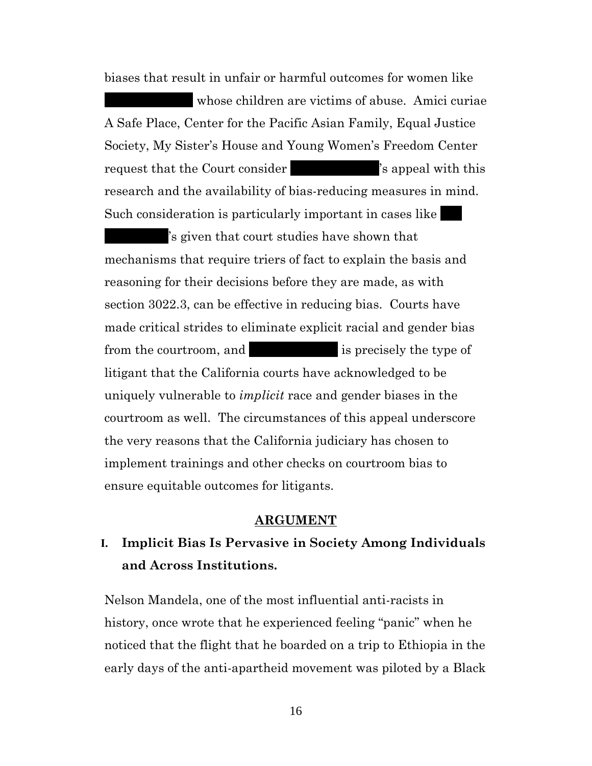biases that result in unfair or harmful outcomes for women like ██████████ whose children are victims of abuse. Amici curiae A Safe Place, Center for the Pacific Asian Family, Equal Justice Society, My Sister's House and Young Women's Freedom Center request that the Court consider ██████████'s appeal with this research and the availability of bias-reducing measures in mind. Such consideration is particularly important in cases like ██████████'s given that court studies have shown that mechanisms that require triers of fact to explain the basis and reasoning for their decisions before they are made, as with section 3022.3, can be effective in reducing bias. Courts have made critical strides to eliminate explicit racial and gender bias from the courtroom, and ██████████ is precisely the type of litigant that the California courts have acknowledged to be uniquely vulnerable to *implicit* race and gender biases in the courtroom as well. The circumstances of this appeal underscore the very reasons that the California judiciary has chosen to implement trainings and other checks on courtroom bias to ensure equitable outcomes for litigants.

## ARGUMENT

### I. Implicit Bias Is Pervasive in Society Among Individuals and Across Institutions.

Nelson Mandela, one of the most influential anti-racists in history, once wrote that he experienced feeling "panic" when he noticed that the flight that he boarded on a trip to Ethiopia in the early days of the anti-apartheid movement was piloted by a Black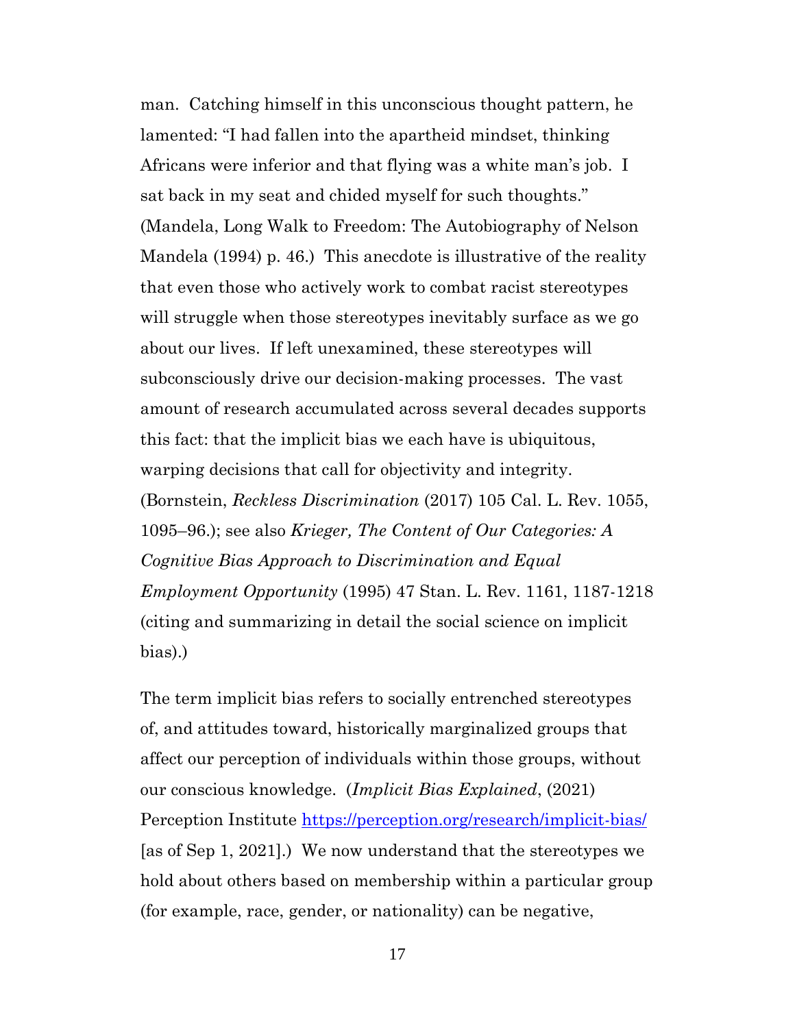man. Catching himself in this unconscious thought pattern, he lamented: "I had fallen into the apartheid mindset, thinking Africans were inferior and that flying was a white man's job. I sat back in my seat and chided myself for such thoughts." (Mandela, Long Walk to Freedom: The Autobiography of Nelson Mandela (1994) p. 46.) This anecdote is illustrative of the reality that even those who actively work to combat racist stereotypes will struggle when those stereotypes inevitably surface as we go about our lives. If left unexamined, these stereotypes will subconsciously drive our decision-making processes. The vast amount of research accumulated across several decades supports this fact: that the implicit bias we each have is ubiquitous, warping decisions that call for objectivity and integrity. (Bornstein, *Reckless Discrimination* (2017) 105 Cal. L. Rev. 1055, 1095–96.); see also *Krieger, The Content of Our Categories: A Cognitive Bias Approach to Discrimination and Equal Employment Opportunity* (1995) 47 Stan. L. Rev. 1161, 1187-1218 (citing and summarizing in detail the social science on implicit bias).)

The term implicit bias refers to socially entrenched stereotypes of, and attitudes toward, historically marginalized groups that affect our perception of individuals within those groups, without our conscious knowledge. (*Implicit Bias Explained*, (2021) Perception Institute https://perception.org/research/implicit-bias/ [as of Sep 1, 2021].) We now understand that the stereotypes we hold about others based on membership within a particular group (for example, race, gender, or nationality) can be negative,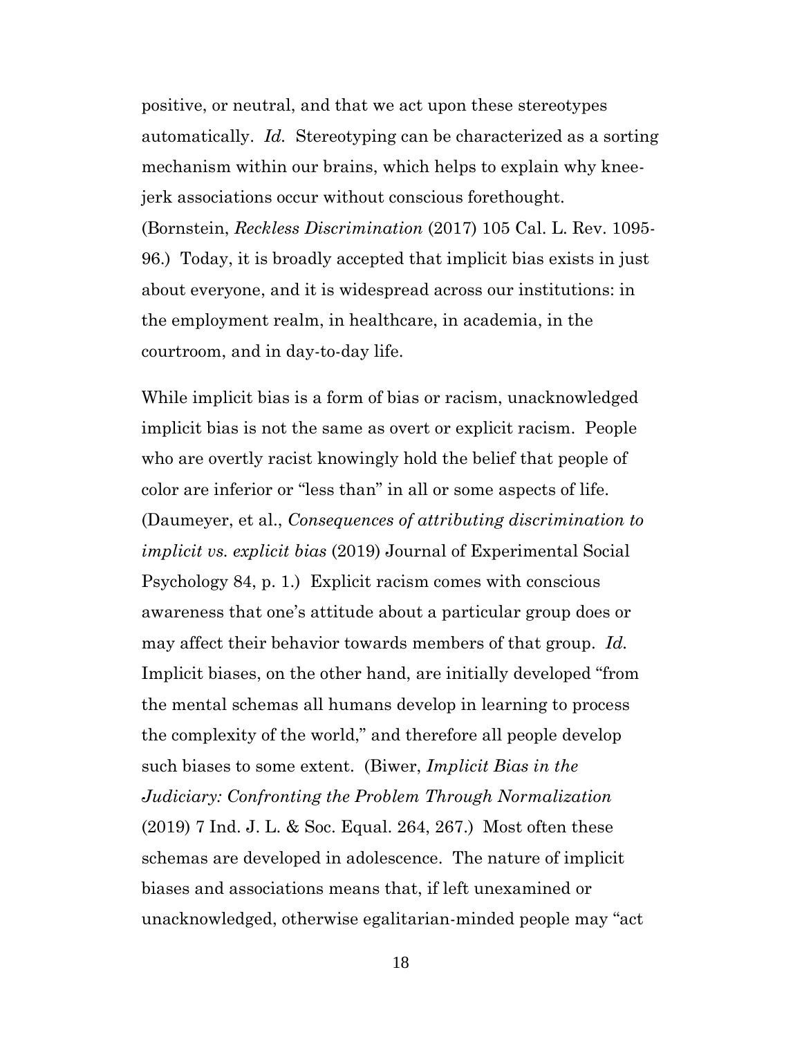positive, or neutral, and that we act upon these stereotypes automatically. *Id.* Stereotyping can be characterized as a sorting mechanism within our brains, which helps to explain why knee-jerk associations occur without conscious forethought. (Bornstein, *Reckless Discrimination* (2017) 105 Cal. L. Rev. 1095-96.) Today, it is broadly accepted that implicit bias exists in just about everyone, and it is widespread across our institutions: in the employment realm, in healthcare, in academia, in the courtroom, and in day-to-day life.

While implicit bias is a form of bias or racism, unacknowledged implicit bias is not the same as overt or explicit racism. People who are overtly racist knowingly hold the belief that people of color are inferior or "less than" in all or some aspects of life. (Daumeyer, et al., *Consequences of attributing discrimination to implicit vs. explicit bias* (2019) Journal of Experimental Social Psychology 84, p. 1.) Explicit racism comes with conscious awareness that one's attitude about a particular group does or may affect their behavior towards members of that group. *Id.* Implicit biases, on the other hand, are initially developed "from the mental schemas all humans develop in learning to process the complexity of the world," and therefore all people develop such biases to some extent. (Biwer, *Implicit Bias in the Judiciary: Confronting the Problem Through Normalization* (2019) 7 Ind. J. L. & Soc. Equal. 264, 267.) Most often these schemas are developed in adolescence. The nature of implicit biases and associations means that, if left unexamined or unacknowledged, otherwise egalitarian-minded people may "act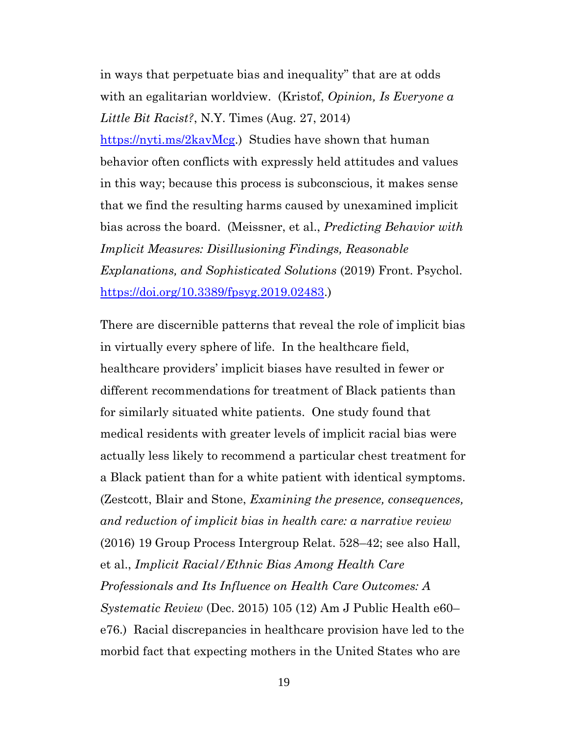in ways that perpetuate bias and inequality" that are at odds with an egalitarian worldview. (Kristof, *Opinion, Is Everyone a Little Bit Racist?*, N.Y. Times (Aug. 27, 2014) https://nyti.ms/2kavMcg.) Studies have shown that human behavior often conflicts with expressly held attitudes and values in this way; because this process is subconscious, it makes sense that we find the resulting harms caused by unexamined implicit bias across the board. (Meissner, et al., *Predicting Behavior with Implicit Measures: Disillusioning Findings, Reasonable Explanations, and Sophisticated Solutions* (2019) Front. Psychol. https://doi.org/10.3389/fpsyg.2019.02483.)

There are discernible patterns that reveal the role of implicit bias in virtually every sphere of life. In the healthcare field, healthcare providers' implicit biases have resulted in fewer or different recommendations for treatment of Black patients than for similarly situated white patients. One study found that medical residents with greater levels of implicit racial bias were actually less likely to recommend a particular chest treatment for a Black patient than for a white patient with identical symptoms. (Zestcott, Blair and Stone, *Examining the presence, consequences, and reduction of implicit bias in health care: a narrative review* (2016) 19 Group Process Intergroup Relat. 528–42; see also Hall, et al., *Implicit Racial/Ethnic Bias Among Health Care Professionals and Its Influence on Health Care Outcomes: A Systematic Review* (Dec. 2015) 105 (12) Am J Public Health e60–e76.) Racial discrepancies in healthcare provision have led to the morbid fact that expecting mothers in the United States who are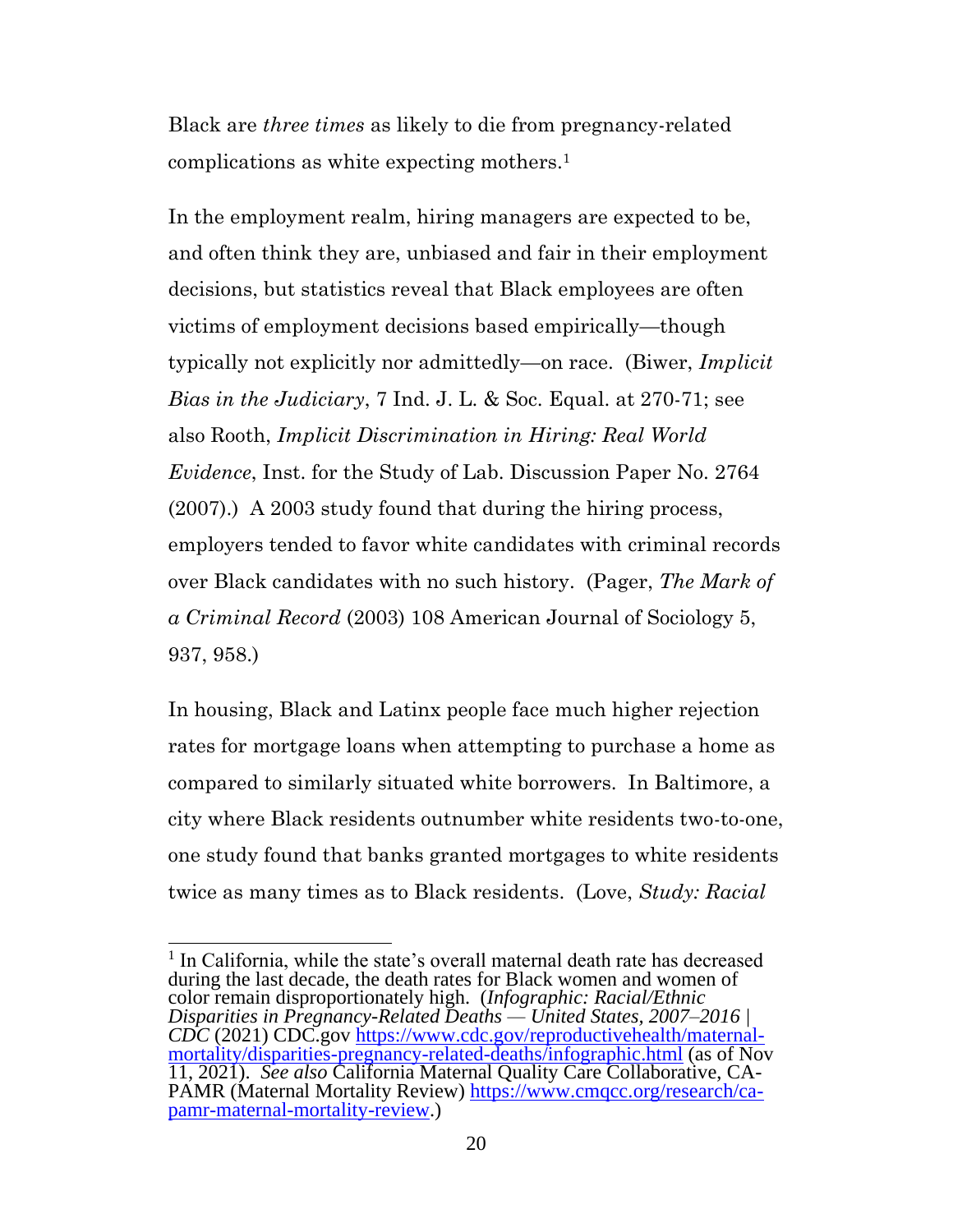Black are *three times* as likely to die from pregnancy-related complications as white expecting mothers.[1]

In the employment realm, hiring managers are expected to be, and often think they are, unbiased and fair in their employment decisions, but statistics reveal that Black employees are often victims of employment decisions based empirically—though typically not explicitly nor admittedly—on race. (Biwer, *Implicit Bias in the Judiciary*, 7 Ind. J. L. & Soc. Equal. at 270-71; see also Rooth, *Implicit Discrimination in Hiring: Real World Evidence*, Inst. for the Study of Lab. Discussion Paper No. 2764 (2007).) A 2003 study found that during the hiring process, employers tended to favor white candidates with criminal records over Black candidates with no such history. (Pager, *The Mark of a Criminal Record* (2003) 108 American Journal of Sociology 5, 937, 958.)

In housing, Black and Latinx people face much higher rejection rates for mortgage loans when attempting to purchase a home as compared to similarly situated white borrowers. In Baltimore, a city where Black residents outnumber white residents two-to-one, one study found that banks granted mortgages to white residents twice as many times as to Black residents. (Love, *Study: Racial*

---

[1] In California, while the state's overall maternal death rate has decreased during the last decade, the death rates for Black women and women of color remain disproportionately high. (*Infographic: Racial/Ethnic Disparities in Pregnancy-Related Deaths — United States, 2007–2016 | CDC* (2021) CDC.gov https://www.cdc.gov/reproductivehealth/maternal-mortality/disparities-pregnancy-related-deaths/infographic.html (as of Nov 11, 2021). *See also* California Maternal Quality Care Collaborative, CA-PAMR (Maternal Mortality Review) https://www.cmqcc.org/research/ca-pamr-maternal-mortality-review.)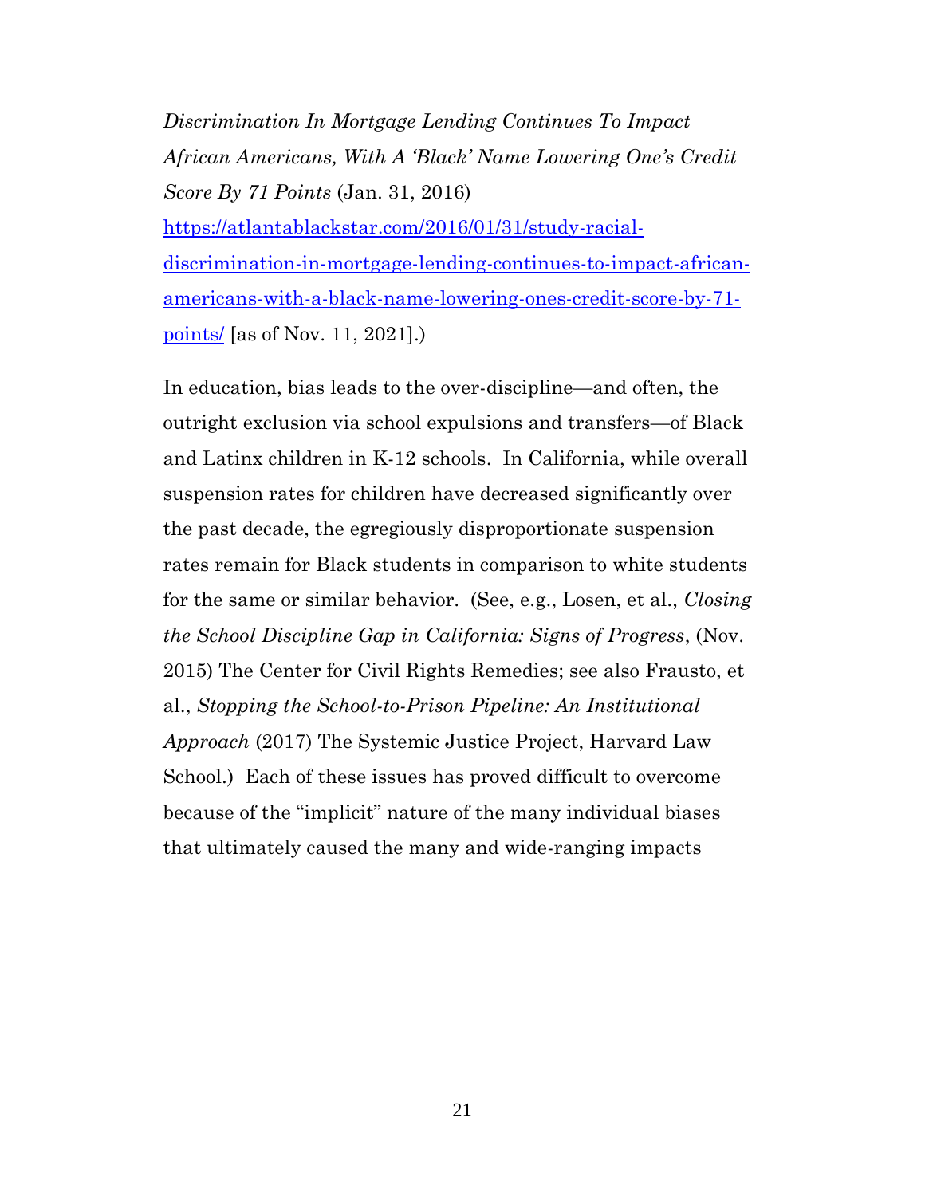*Discrimination In Mortgage Lending Continues To Impact African Americans, With A 'Black' Name Lowering One's Credit Score By 71 Points* (Jan. 31, 2016) https://atlantablackstar.com/2016/01/31/study-racial-discrimination-in-mortgage-lending-continues-to-impact-african-americans-with-a-black-name-lowering-ones-credit-score-by-71-points/ [as of Nov. 11, 2021].)

In education, bias leads to the over-discipline—and often, the outright exclusion via school expulsions and transfers—of Black and Latinx children in K-12 schools. In California, while overall suspension rates for children have decreased significantly over the past decade, the egregiously disproportionate suspension rates remain for Black students in comparison to white students for the same or similar behavior. (See, e.g., Losen, et al., *Closing the School Discipline Gap in California: Signs of Progress*, (Nov. 2015) The Center for Civil Rights Remedies; see also Frausto, et al., *Stopping the School-to-Prison Pipeline: An Institutional Approach* (2017) The Systemic Justice Project, Harvard Law School.) Each of these issues has proved difficult to overcome because of the "implicit" nature of the many individual biases that ultimately caused the many and wide-ranging impacts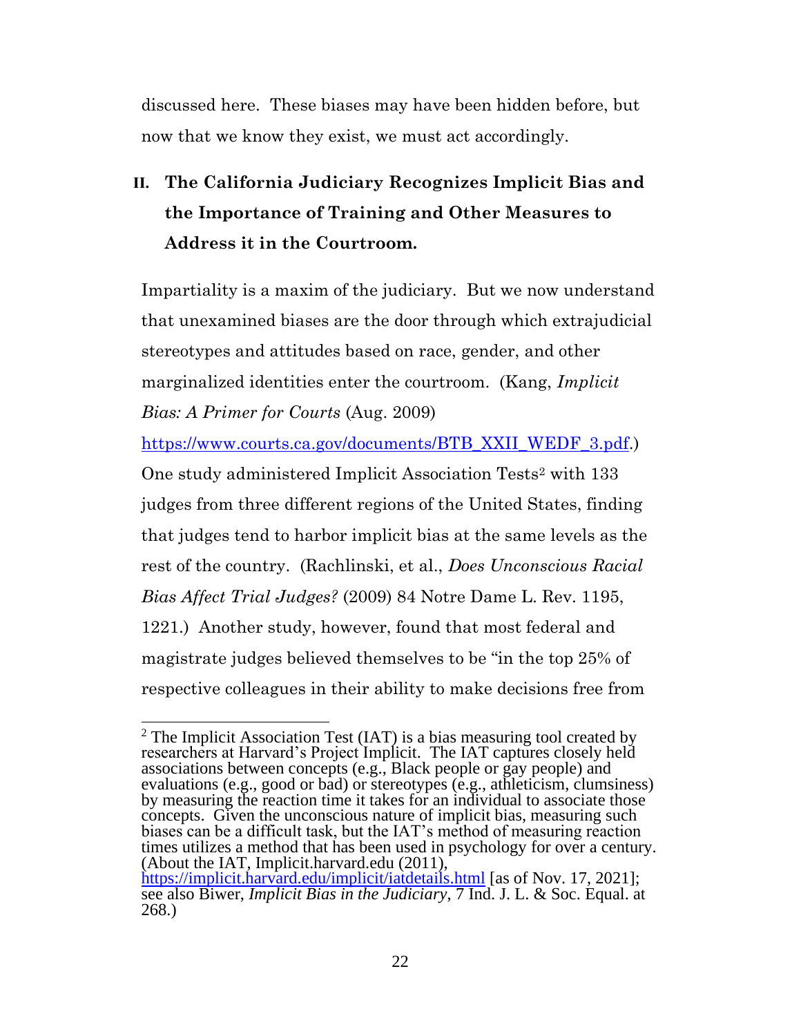discussed here. These biases may have been hidden before, but now that we know they exist, we must act accordingly.

## II. The California Judiciary Recognizes Implicit Bias and the Importance of Training and Other Measures to Address it in the Courtroom.

Impartiality is a maxim of the judiciary. But we now understand that unexamined biases are the door through which extrajudicial stereotypes and attitudes based on race, gender, and other marginalized identities enter the courtroom. (Kang, *Implicit Bias: A Primer for Courts* (Aug. 2009) https://www.courts.ca.gov/documents/BTB_XXII_WEDF_3.pdf.) One study administered Implicit Association Tests[2] with 133 judges from three different regions of the United States, finding that judges tend to harbor implicit bias at the same levels as the rest of the country. (Rachlinski, et al., *Does Unconscious Racial Bias Affect Trial Judges?* (2009) 84 Notre Dame L. Rev. 1195, 1221.) Another study, however, found that most federal and magistrate judges believed themselves to be "in the top 25% of respective colleagues in their ability to make decisions free from

---

[2] The Implicit Association Test (IAT) is a bias measuring tool created by researchers at Harvard's Project Implicit. The IAT captures closely held associations between concepts (e.g., Black people or gay people) and evaluations (e.g., good or bad) or stereotypes (e.g., athleticism, clumsiness) by measuring the reaction time it takes for an individual to associate those concepts. Given the unconscious nature of implicit bias, measuring such biases can be a difficult task, but the IAT's method of measuring reaction times utilizes a method that has been used in psychology for over a century. (About the IAT, Implicit.harvard.edu (2011), https://implicit.harvard.edu/implicit/iatdetails.html [as of Nov. 17, 2021]; see also Biwer, *Implicit Bias in the Judiciary*, 7 Ind. J. L. & Soc. Equal. at 268.)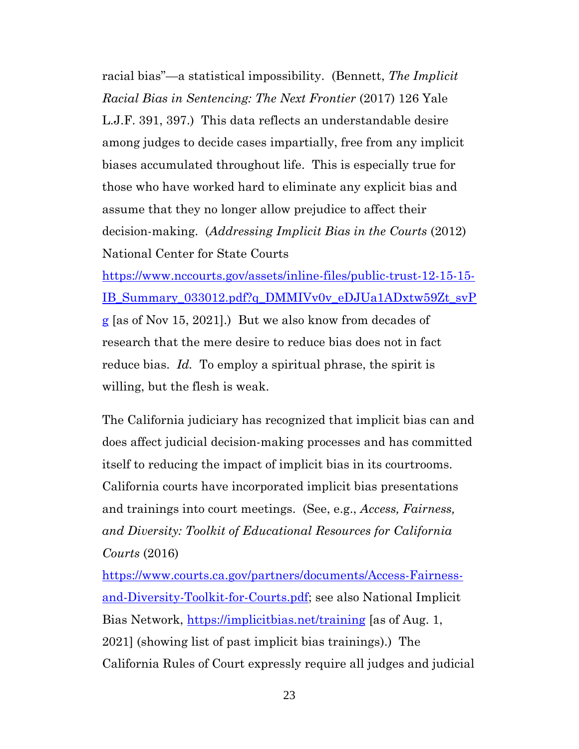racial bias"—a statistical impossibility. (Bennett, *The Implicit Racial Bias in Sentencing: The Next Frontier* (2017) 126 Yale L.J.F. 391, 397.) This data reflects an understandable desire among judges to decide cases impartially, free from any implicit biases accumulated throughout life. This is especially true for those who have worked hard to eliminate any explicit bias and assume that they no longer allow prejudice to affect their decision-making. (*Addressing Implicit Bias in the Courts* (2012) National Center for State Courts https://www.nccourts.gov/assets/inline-files/public-trust-12-15-15-IB_Summary_033012.pdf?q_DMMIVv0v_eDJUa1ADxtw59Zt_svPg [as of Nov 15, 2021].) But we also know from decades of research that the mere desire to reduce bias does not in fact reduce bias. *Id.* To employ a spiritual phrase, the spirit is willing, but the flesh is weak.

The California judiciary has recognized that implicit bias can and does affect judicial decision-making processes and has committed itself to reducing the impact of implicit bias in its courtrooms. California courts have incorporated implicit bias presentations and trainings into court meetings. (See, e.g., *Access, Fairness, and Diversity: Toolkit of Educational Resources for California Courts* (2016) https://www.courts.ca.gov/partners/documents/Access-Fairness-and-Diversity-Toolkit-for-Courts.pdf; see also National Implicit Bias Network, https://implicitbias.net/training [as of Aug. 1, 2021] (showing list of past implicit bias trainings).) The California Rules of Court expressly require all judges and judicial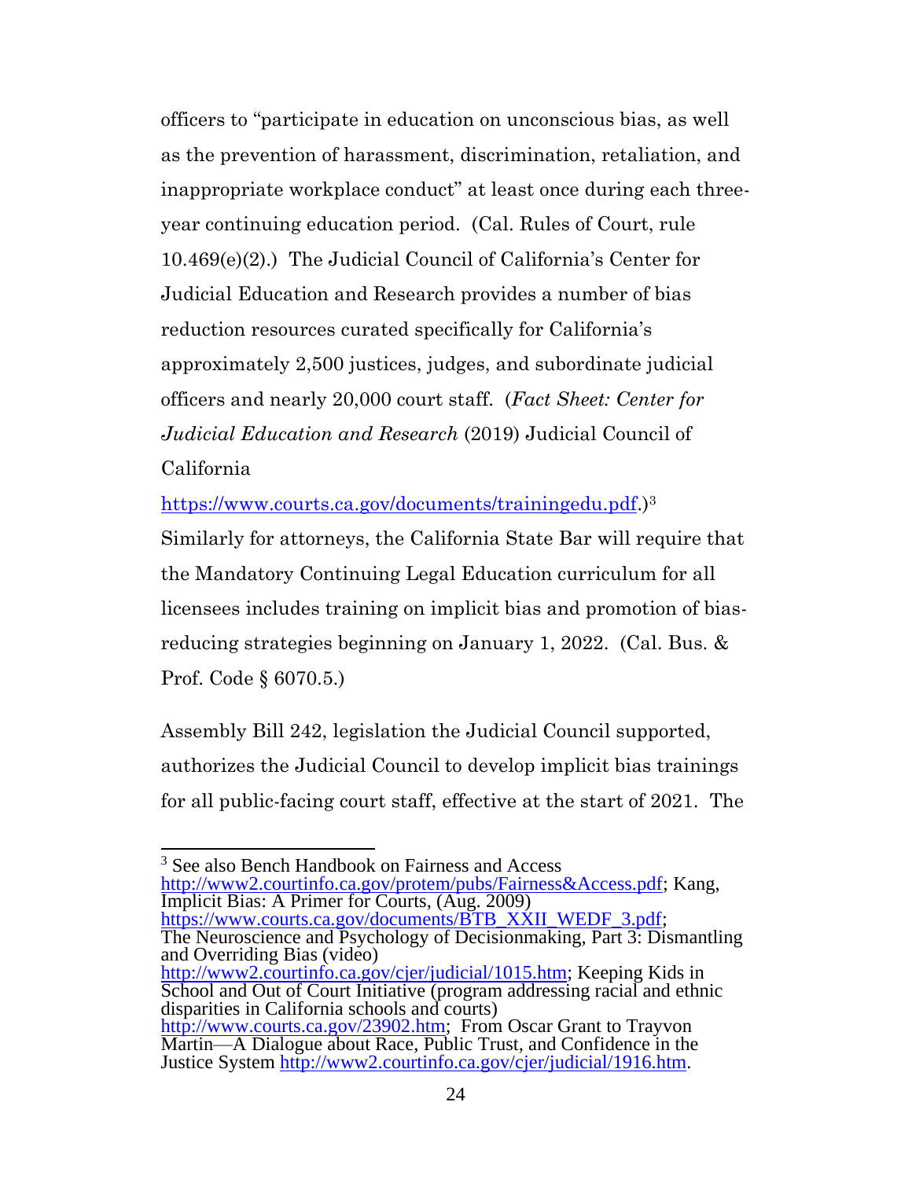officers to "participate in education on unconscious bias, as well as the prevention of harassment, discrimination, retaliation, and inappropriate workplace conduct" at least once during each three-year continuing education period. (Cal. Rules of Court, rule 10.469(e)(2).) The Judicial Council of California's Center for Judicial Education and Research provides a number of bias reduction resources curated specifically for California's approximately 2,500 justices, judges, and subordinate judicial officers and nearly 20,000 court staff. (*Fact Sheet: Center for Judicial Education and Research* (2019) Judicial Council of California https://www.courts.ca.gov/documents/trainingedu.pdf.)[3] Similarly for attorneys, the California State Bar will require that the Mandatory Continuing Legal Education curriculum for all licensees includes training on implicit bias and promotion of bias-reducing strategies beginning on January 1, 2022. (Cal. Bus. & Prof. Code § 6070.5.)

Assembly Bill 242, legislation the Judicial Council supported, authorizes the Judicial Council to develop implicit bias trainings for all public-facing court staff, effective at the start of 2021. The

---

[3] See also Bench Handbook on Fairness and Access http://www2.courtinfo.ca.gov/protem/pubs/Fairness&Access.pdf; Kang, Implicit Bias: A Primer for Courts, (Aug. 2009) https://www.courts.ca.gov/documents/BTB_XXII_WEDF_3.pdf; The Neuroscience and Psychology of Decisionmaking, Part 3: Dismantling and Overriding Bias (video) http://www2.courtinfo.ca.gov/cjer/judicial/1015.htm; Keeping Kids in School and Out of Court Initiative (program addressing racial and ethnic disparities in California schools and courts) http://www.courts.ca.gov/23902.htm; From Oscar Grant to Trayvon Martin—A Dialogue about Race, Public Trust, and Confidence in the Justice System http://www2.courtinfo.ca.gov/cjer/judicial/1916.htm.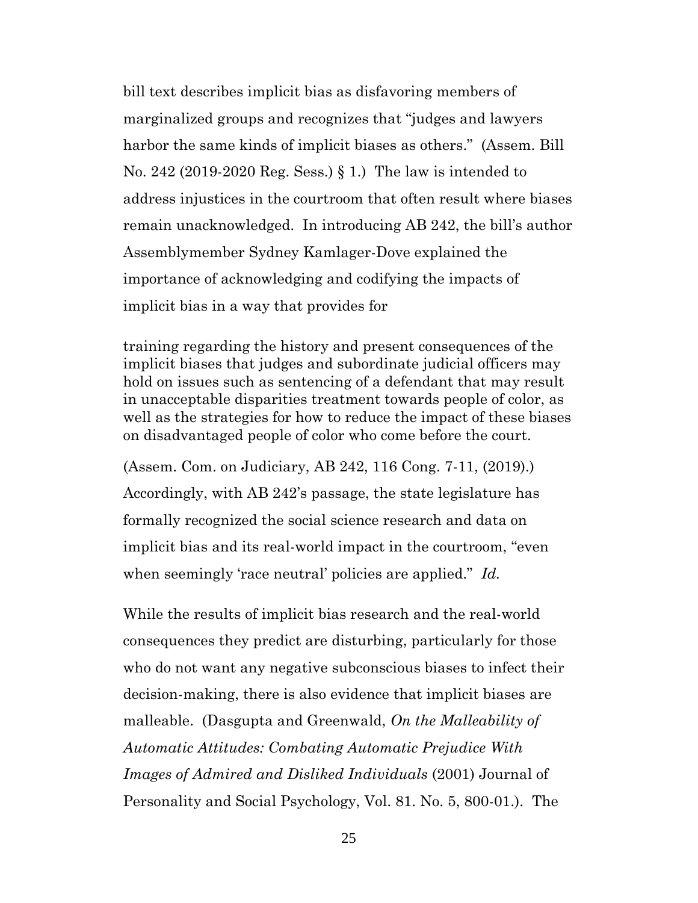bill text describes implicit bias as disfavoring members of marginalized groups and recognizes that "judges and lawyers harbor the same kinds of implicit biases as others." (Assem. Bill No. 242 (2019-2020 Reg. Sess.) § 1.) The law is intended to address injustices in the courtroom that often result where biases remain unacknowledged. In introducing AB 242, the bill's author Assemblymember Sydney Kamlager-Dove explained the importance of acknowledging and codifying the impacts of implicit bias in a way that provides for

> training regarding the history and present consequences of the implicit biases that judges and subordinate judicial officers may hold on issues such as sentencing of a defendant that may result in unacceptable disparities treatment towards people of color, as well as the strategies for how to reduce the impact of these biases on disadvantaged people of color who come before the court.

(Assem. Com. on Judiciary, AB 242, 116 Cong. 7-11, (2019).) Accordingly, with AB 242's passage, the state legislature has formally recognized the social science research and data on implicit bias and its real-world impact in the courtroom, "even when seemingly 'race neutral' policies are applied." *Id.*

While the results of implicit bias research and the real-world consequences they predict are disturbing, particularly for those who do not want any negative subconscious biases to infect their decision-making, there is also evidence that implicit biases are malleable. (Dasgupta and Greenwald, *On the Malleability of Automatic Attitudes: Combating Automatic Prejudice With Images of Admired and Disliked Individuals* (2001) Journal of Personality and Social Psychology, Vol. 81. No. 5, 800-01.). The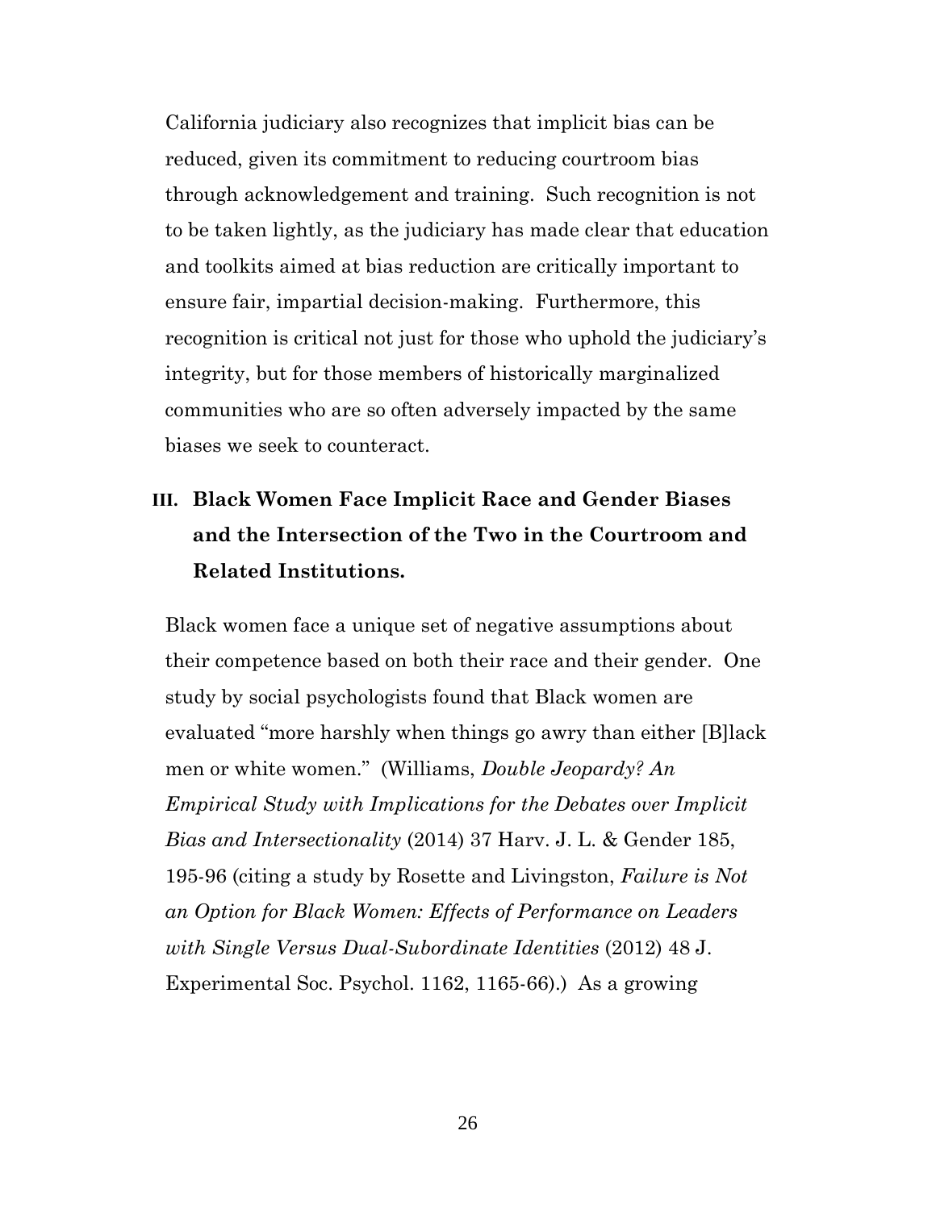California judiciary also recognizes that implicit bias can be reduced, given its commitment to reducing courtroom bias through acknowledgement and training. Such recognition is not to be taken lightly, as the judiciary has made clear that education and toolkits aimed at bias reduction are critically important to ensure fair, impartial decision-making. Furthermore, this recognition is critical not just for those who uphold the judiciary's integrity, but for those members of historically marginalized communities who are so often adversely impacted by the same biases we seek to counteract.

## III. Black Women Face Implicit Race and Gender Biases and the Intersection of the Two in the Courtroom and Related Institutions.

Black women face a unique set of negative assumptions about their competence based on both their race and their gender. One study by social psychologists found that Black women are evaluated "more harshly when things go awry than either [B]lack men or white women." (Williams, *Double Jeopardy? An Empirical Study with Implications for the Debates over Implicit Bias and Intersectionality* (2014) 37 Harv. J. L. & Gender 185, 195-96 (citing a study by Rosette and Livingston, *Failure is Not an Option for Black Women: Effects of Performance on Leaders with Single Versus Dual-Subordinate Identities* (2012) 48 J. Experimental Soc. Psychol. 1162, 1165-66).) As a growing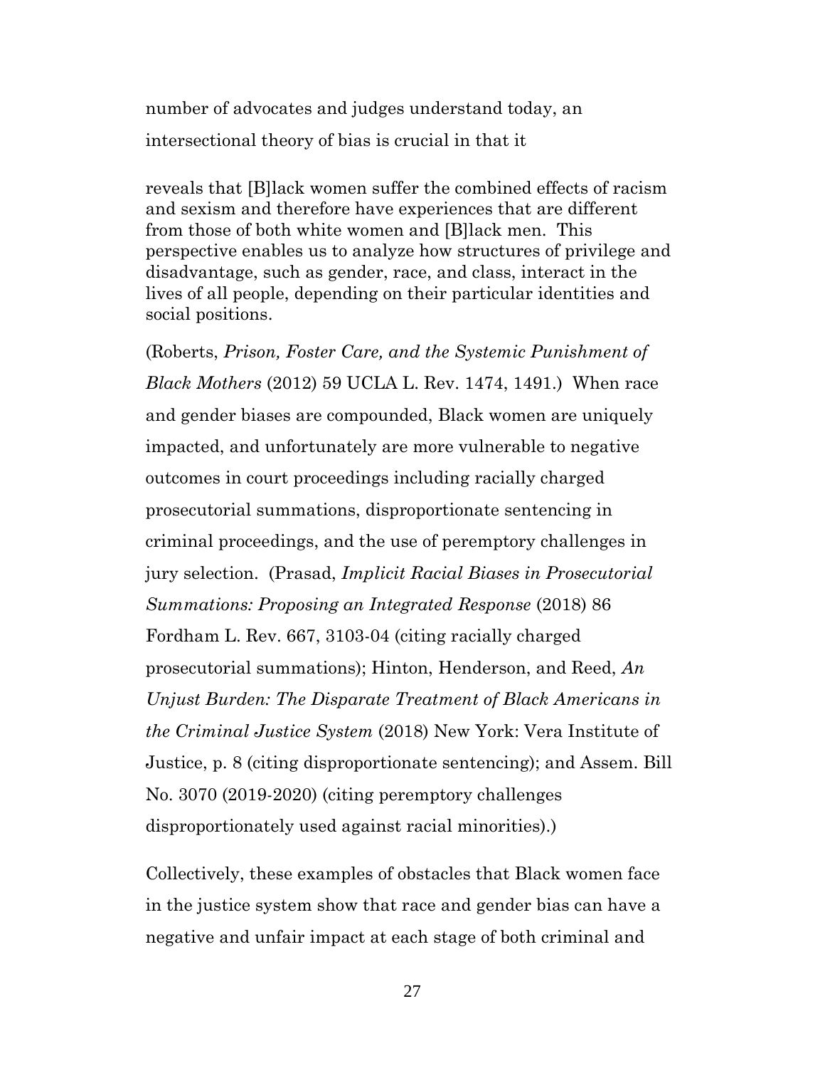number of advocates and judges understand today, an intersectional theory of bias is crucial in that it

> reveals that [B]lack women suffer the combined effects of racism and sexism and therefore have experiences that are different from those of both white women and [B]lack men. This perspective enables us to analyze how structures of privilege and disadvantage, such as gender, race, and class, interact in the lives of all people, depending on their particular identities and social positions.

(Roberts, *Prison, Foster Care, and the Systemic Punishment of Black Mothers* (2012) 59 UCLA L. Rev. 1474, 1491.) When race and gender biases are compounded, Black women are uniquely impacted, and unfortunately are more vulnerable to negative outcomes in court proceedings including racially charged prosecutorial summations, disproportionate sentencing in criminal proceedings, and the use of peremptory challenges in jury selection. (Prasad, *Implicit Racial Biases in Prosecutorial Summations: Proposing an Integrated Response* (2018) 86 Fordham L. Rev. 667, 3103-04 (citing racially charged prosecutorial summations); Hinton, Henderson, and Reed, *An Unjust Burden: The Disparate Treatment of Black Americans in the Criminal Justice System* (2018) New York: Vera Institute of Justice, p. 8 (citing disproportionate sentencing); and Assem. Bill No. 3070 (2019-2020) (citing peremptory challenges disproportionately used against racial minorities).)

Collectively, these examples of obstacles that Black women face in the justice system show that race and gender bias can have a negative and unfair impact at each stage of both criminal and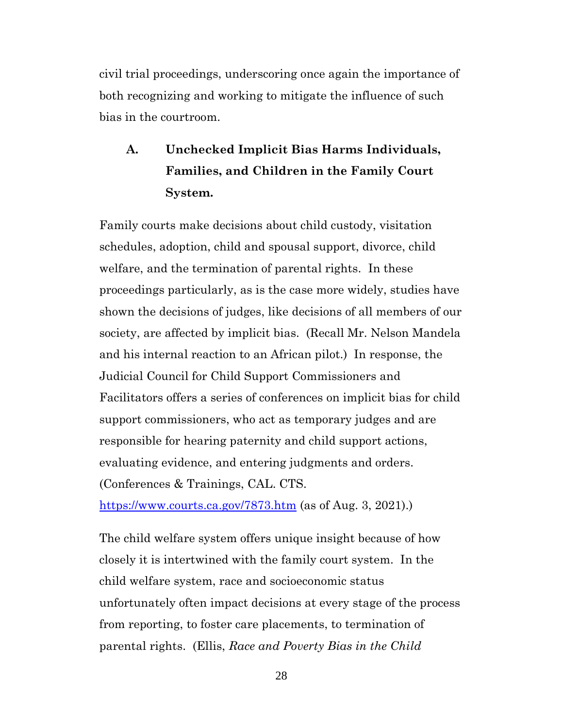civil trial proceedings, underscoring once again the importance of both recognizing and working to mitigate the influence of such bias in the courtroom.

### A. Unchecked Implicit Bias Harms Individuals, Families, and Children in the Family Court System.

Family courts make decisions about child custody, visitation schedules, adoption, child and spousal support, divorce, child welfare, and the termination of parental rights. In these proceedings particularly, as is the case more widely, studies have shown the decisions of judges, like decisions of all members of our society, are affected by implicit bias. (Recall Mr. Nelson Mandela and his internal reaction to an African pilot.) In response, the Judicial Council for Child Support Commissioners and Facilitators offers a series of conferences on implicit bias for child support commissioners, who act as temporary judges and are responsible for hearing paternity and child support actions, evaluating evidence, and entering judgments and orders. (Conferences & Trainings, CAL. CTS. https://www.courts.ca.gov/7873.htm (as of Aug. 3, 2021).)

The child welfare system offers unique insight because of how closely it is intertwined with the family court system. In the child welfare system, race and socioeconomic status unfortunately often impact decisions at every stage of the process from reporting, to foster care placements, to termination of parental rights. (Ellis, *Race and Poverty Bias in the Child*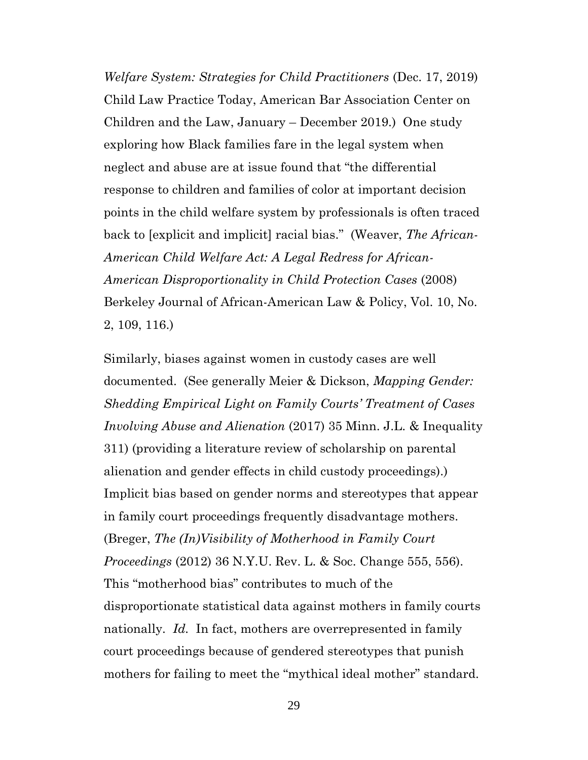*Welfare System: Strategies for Child Practitioners* (Dec. 17, 2019) Child Law Practice Today, American Bar Association Center on Children and the Law, January – December 2019.) One study exploring how Black families fare in the legal system when neglect and abuse are at issue found that "the differential response to children and families of color at important decision points in the child welfare system by professionals is often traced back to [explicit and implicit] racial bias." (Weaver, *The African-American Child Welfare Act: A Legal Redress for African-American Disproportionality in Child Protection Cases* (2008) Berkeley Journal of African-American Law & Policy, Vol. 10, No. 2, 109, 116.)

Similarly, biases against women in custody cases are well documented. (See generally Meier & Dickson, *Mapping Gender: Shedding Empirical Light on Family Courts' Treatment of Cases Involving Abuse and Alienation* (2017) 35 Minn. J.L. & Inequality 311) (providing a literature review of scholarship on parental alienation and gender effects in child custody proceedings).) Implicit bias based on gender norms and stereotypes that appear in family court proceedings frequently disadvantage mothers. (Breger, *The (In)Visibility of Motherhood in Family Court Proceedings* (2012) 36 N.Y.U. Rev. L. & Soc. Change 555, 556). This "motherhood bias" contributes to much of the disproportionate statistical data against mothers in family courts nationally. *Id.* In fact, mothers are overrepresented in family court proceedings because of gendered stereotypes that punish mothers for failing to meet the "mythical ideal mother" standard.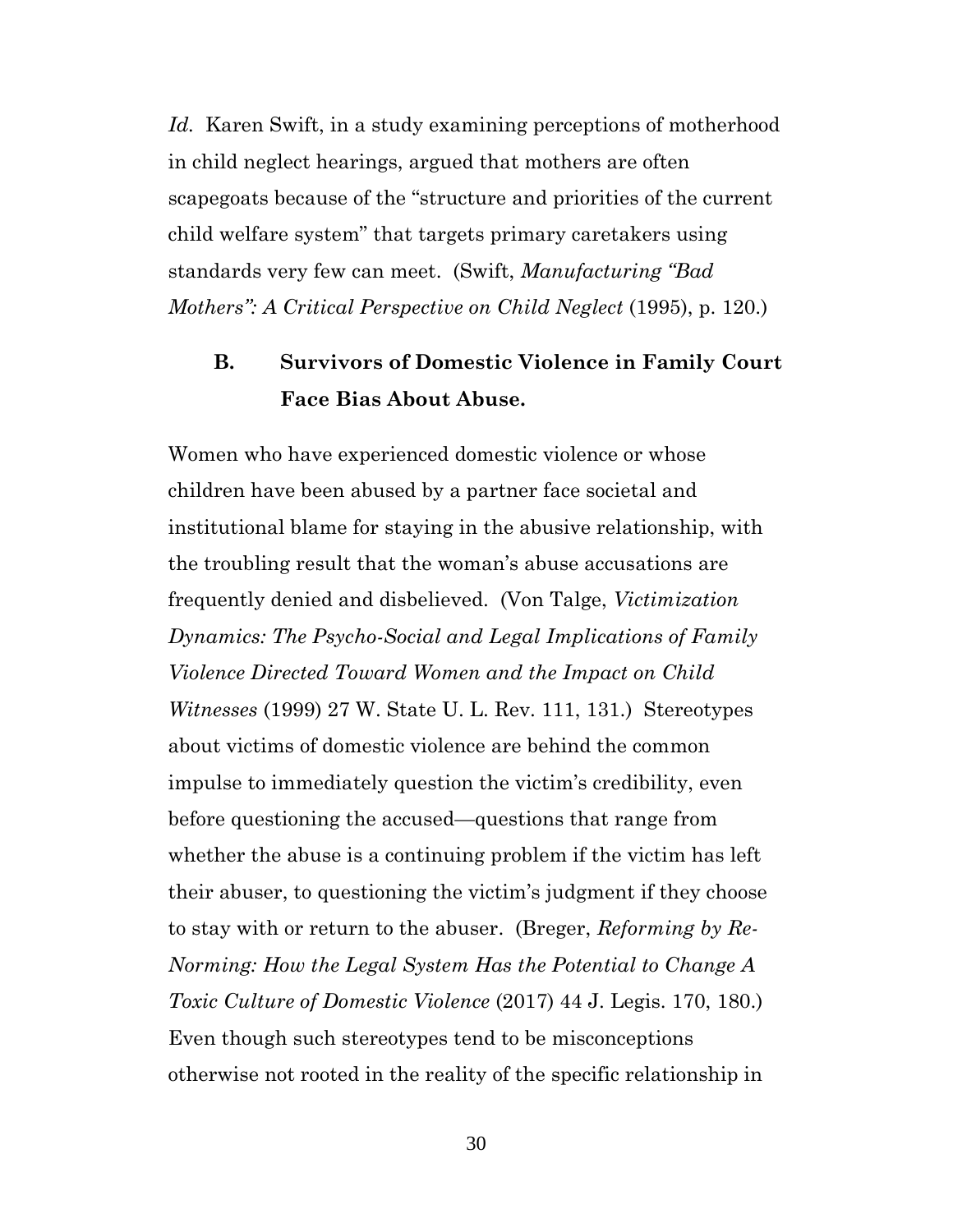*Id.* Karen Swift, in a study examining perceptions of motherhood in child neglect hearings, argued that mothers are often scapegoats because of the "structure and priorities of the current child welfare system" that targets primary caretakers using standards very few can meet. (Swift, *Manufacturing "Bad Mothers": A Critical Perspective on Child Neglect* (1995), p. 120.)

### B. Survivors of Domestic Violence in Family Court Face Bias About Abuse.

Women who have experienced domestic violence or whose children have been abused by a partner face societal and institutional blame for staying in the abusive relationship, with the troubling result that the woman's abuse accusations are frequently denied and disbelieved. (Von Talge, *Victimization Dynamics: The Psycho-Social and Legal Implications of Family Violence Directed Toward Women and the Impact on Child Witnesses* (1999) 27 W. State U. L. Rev. 111, 131.) Stereotypes about victims of domestic violence are behind the common impulse to immediately question the victim's credibility, even before questioning the accused—questions that range from whether the abuse is a continuing problem if the victim has left their abuser, to questioning the victim's judgment if they choose to stay with or return to the abuser. (Breger, *Reforming by Re-Norming: How the Legal System Has the Potential to Change A Toxic Culture of Domestic Violence* (2017) 44 J. Legis. 170, 180.) Even though such stereotypes tend to be misconceptions otherwise not rooted in the reality of the specific relationship in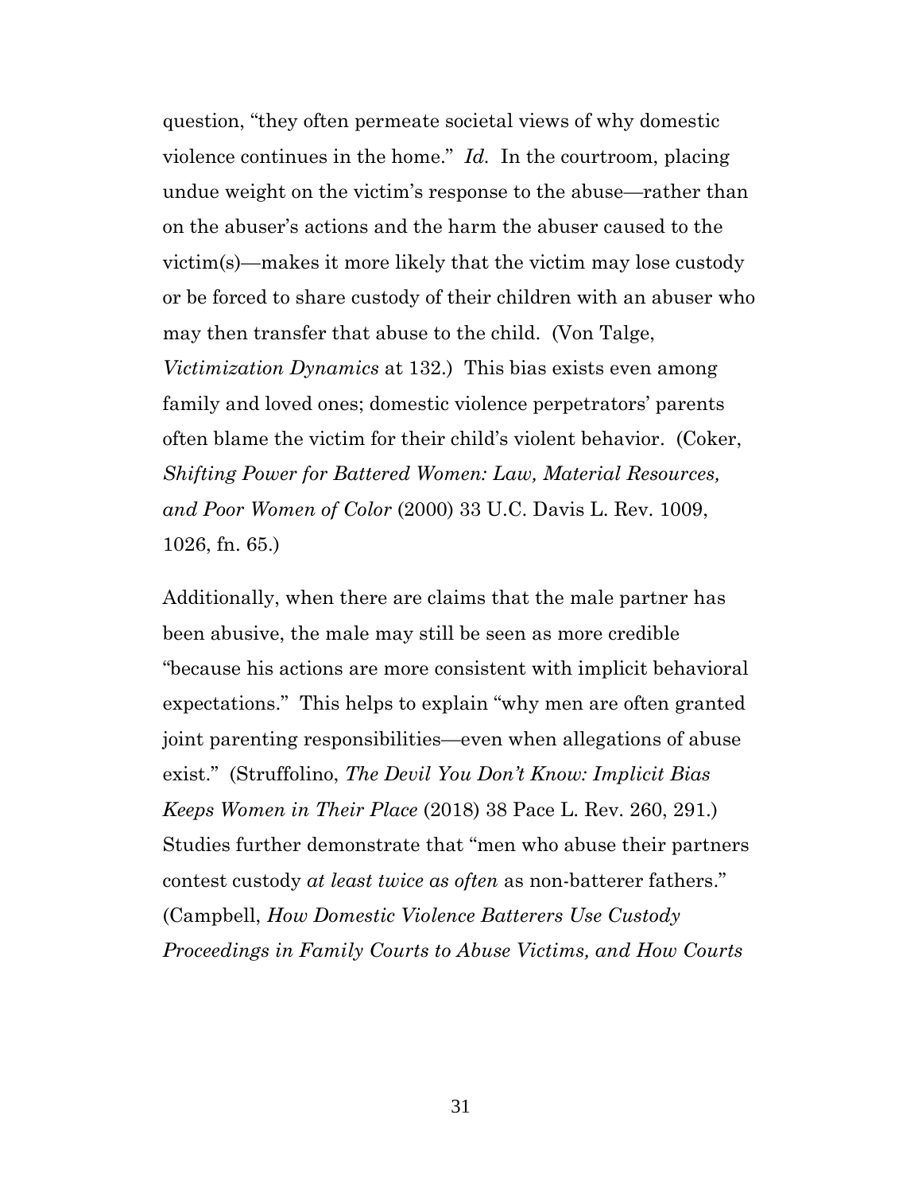question, “they often permeate societal views of why domestic violence continues in the home.” *Id.* In the courtroom, placing undue weight on the victim’s response to the abuse—rather than on the abuser’s actions and the harm the abuser caused to the victim(s)—makes it more likely that the victim may lose custody or be forced to share custody of their children with an abuser who may then transfer that abuse to the child. (Von Talge, *Victimization Dynamics* at 132.) This bias exists even among family and loved ones; domestic violence perpetrators’ parents often blame the victim for their child’s violent behavior. (Coker, *Shifting Power for Battered Women: Law, Material Resources, and Poor Women of Color* (2000) 33 U.C. Davis L. Rev. 1009, 1026, fn. 65.)

Additionally, when there are claims that the male partner has been abusive, the male may still be seen as more credible “because his actions are more consistent with implicit behavioral expectations.” This helps to explain “why men are often granted joint parenting responsibilities—even when allegations of abuse exist.” (Struffolino, *The Devil You Don’t Know: Implicit Bias Keeps Women in Their Place* (2018) 38 Pace L. Rev. 260, 291.) Studies further demonstrate that “men who abuse their partners contest custody *at least twice as often* as non-batterer fathers.” (Campbell, *How Domestic Violence Batterers Use Custody Proceedings in Family Courts to Abuse Victims, and How Courts*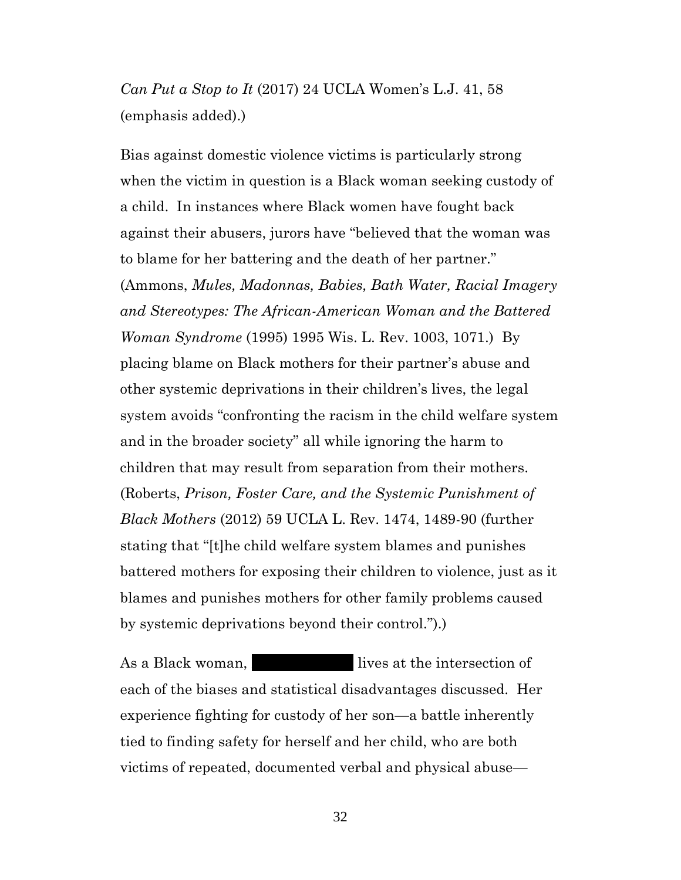*Can Put a Stop to It* (2017) 24 UCLA Women's L.J. 41, 58 (emphasis added).)

Bias against domestic violence victims is particularly strong when the victim in question is a Black woman seeking custody of a child. In instances where Black women have fought back against their abusers, jurors have "believed that the woman was to blame for her battering and the death of her partner." (Ammons, *Mules, Madonnas, Babies, Bath Water, Racial Imagery and Stereotypes: The African-American Woman and the Battered Woman Syndrome* (1995) 1995 Wis. L. Rev. 1003, 1071.) By placing blame on Black mothers for their partner's abuse and other systemic deprivations in their children's lives, the legal system avoids "confronting the racism in the child welfare system and in the broader society" all while ignoring the harm to children that may result from separation from their mothers. (Roberts, *Prison, Foster Care, and the Systemic Punishment of Black Mothers* (2012) 59 UCLA L. Rev. 1474, 1489-90 (further stating that "[t]he child welfare system blames and punishes battered mothers for exposing their children to violence, just as it blames and punishes mothers for other family problems caused by systemic deprivations beyond their control.").)

As a Black woman, ██████████ lives at the intersection of each of the biases and statistical disadvantages discussed. Her experience fighting for custody of her son—a battle inherently tied to finding safety for herself and her child, who are both victims of repeated, documented verbal and physical abuse—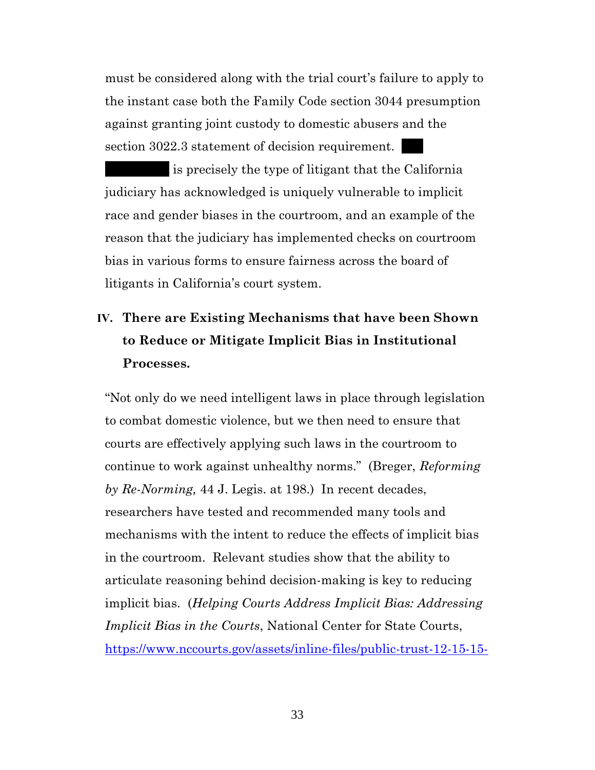must be considered along with the trial court's failure to apply to the instant case both the Family Code section 3044 presumption against granting joint custody to domestic abusers and the section 3022.3 statement of decision requirement. ██████████ is precisely the type of litigant that the California judiciary has acknowledged is uniquely vulnerable to implicit race and gender biases in the courtroom, and an example of the reason that the judiciary has implemented checks on courtroom bias in various forms to ensure fairness across the board of litigants in California's court system.

## IV. There are Existing Mechanisms that have been Shown to Reduce or Mitigate Implicit Bias in Institutional Processes.

"Not only do we need intelligent laws in place through legislation to combat domestic violence, but we then need to ensure that courts are effectively applying such laws in the courtroom to continue to work against unhealthy norms." (Breger, *Reforming by Re-Norming,* 44 J. Legis. at 198.) In recent decades, researchers have tested and recommended many tools and mechanisms with the intent to reduce the effects of implicit bias in the courtroom. Relevant studies show that the ability to articulate reasoning behind decision-making is key to reducing implicit bias. (*Helping Courts Address Implicit Bias: Addressing Implicit Bias in the Courts*, National Center for State Courts, https://www.nccourts.gov/assets/inline-files/public-trust-12-15-15-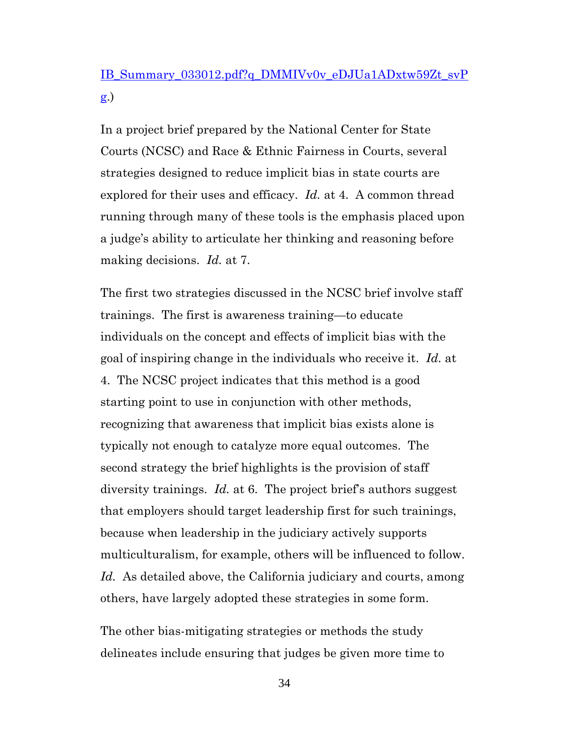IB_Summary_033012.pdf?q_DMMIVv0v_eDJUa1ADxtw59Zt_svPg.)

In a project brief prepared by the National Center for State Courts (NCSC) and Race & Ethnic Fairness in Courts, several strategies designed to reduce implicit bias in state courts are explored for their uses and efficacy. *Id.* at 4. A common thread running through many of these tools is the emphasis placed upon a judge's ability to articulate her thinking and reasoning before making decisions. *Id.* at 7.

The first two strategies discussed in the NCSC brief involve staff trainings. The first is awareness training—to educate individuals on the concept and effects of implicit bias with the goal of inspiring change in the individuals who receive it. *Id.* at 4. The NCSC project indicates that this method is a good starting point to use in conjunction with other methods, recognizing that awareness that implicit bias exists alone is typically not enough to catalyze more equal outcomes. The second strategy the brief highlights is the provision of staff diversity trainings. *Id.* at 6. The project brief's authors suggest that employers should target leadership first for such trainings, because when leadership in the judiciary actively supports multiculturalism, for example, others will be influenced to follow. *Id.* As detailed above, the California judiciary and courts, among others, have largely adopted these strategies in some form.

The other bias-mitigating strategies or methods the study delineates include ensuring that judges be given more time to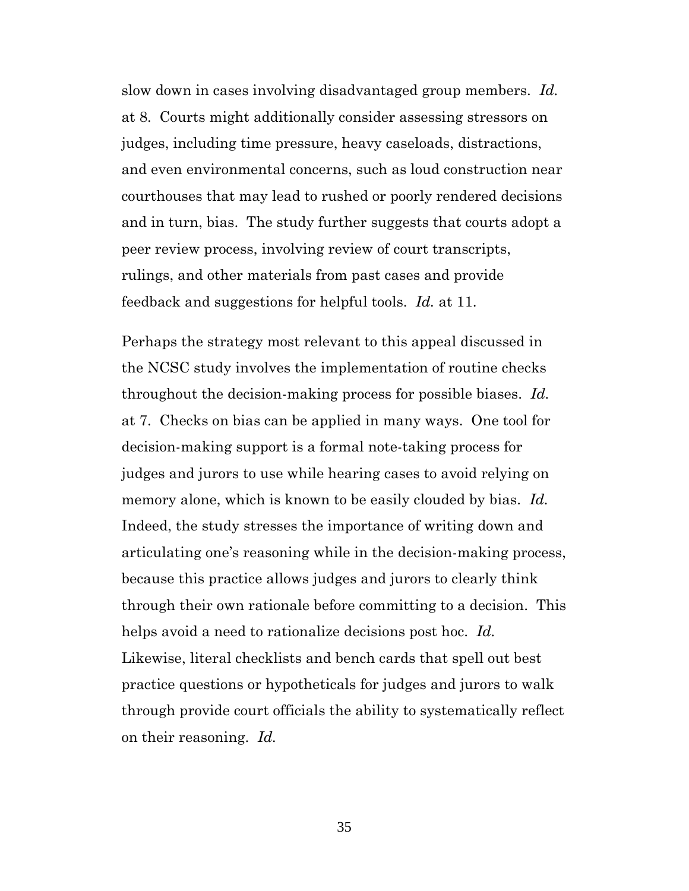slow down in cases involving disadvantaged group members. *Id.* at 8. Courts might additionally consider assessing stressors on judges, including time pressure, heavy caseloads, distractions, and even environmental concerns, such as loud construction near courthouses that may lead to rushed or poorly rendered decisions and in turn, bias. The study further suggests that courts adopt a peer review process, involving review of court transcripts, rulings, and other materials from past cases and provide feedback and suggestions for helpful tools. *Id.* at 11.

Perhaps the strategy most relevant to this appeal discussed in the NCSC study involves the implementation of routine checks throughout the decision-making process for possible biases. *Id.* at 7. Checks on bias can be applied in many ways. One tool for decision-making support is a formal note-taking process for judges and jurors to use while hearing cases to avoid relying on memory alone, which is known to be easily clouded by bias. *Id.* Indeed, the study stresses the importance of writing down and articulating one's reasoning while in the decision-making process, because this practice allows judges and jurors to clearly think through their own rationale before committing to a decision. This helps avoid a need to rationalize decisions post hoc. *Id.* Likewise, literal checklists and bench cards that spell out best practice questions or hypotheticals for judges and jurors to walk through provide court officials the ability to systematically reflect on their reasoning. *Id.*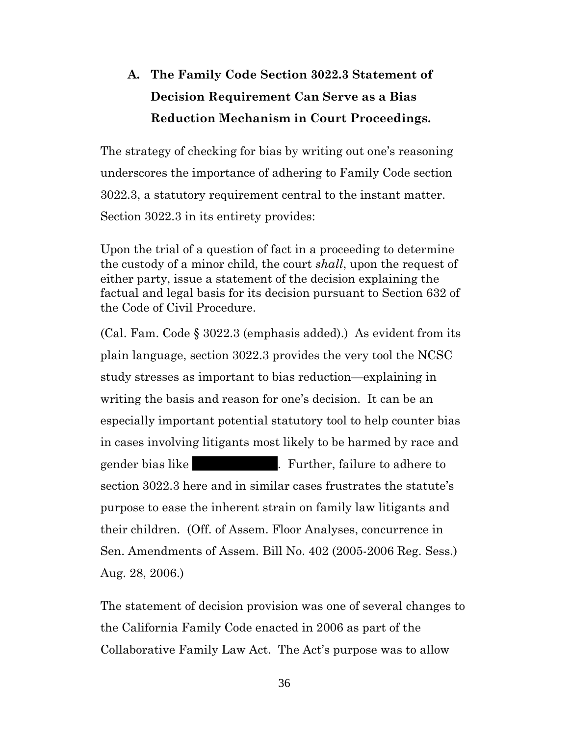## A. The Family Code Section 3022.3 Statement of Decision Requirement Can Serve as a Bias Reduction Mechanism in Court Proceedings.

The strategy of checking for bias by writing out one's reasoning underscores the importance of adhering to Family Code section 3022.3, a statutory requirement central to the instant matter. Section 3022.3 in its entirety provides:

> Upon the trial of a question of fact in a proceeding to determine the custody of a minor child, the court *shall*, upon the request of either party, issue a statement of the decision explaining the factual and legal basis for its decision pursuant to Section 632 of the Code of Civil Procedure.

(Cal. Fam. Code § 3022.3 (emphasis added).) As evident from its plain language, section 3022.3 provides the very tool the NCSC study stresses as important to bias reduction—explaining in writing the basis and reason for one's decision. It can be an especially important potential statutory tool to help counter bias in cases involving litigants most likely to be harmed by race and gender bias like [REDACTED]. Further, failure to adhere to section 3022.3 here and in similar cases frustrates the statute's purpose to ease the inherent strain on family law litigants and their children. (Off. of Assem. Floor Analyses, concurrence in Sen. Amendments of Assem. Bill No. 402 (2005-2006 Reg. Sess.) Aug. 28, 2006.)

The statement of decision provision was one of several changes to the California Family Code enacted in 2006 as part of the Collaborative Family Law Act. The Act's purpose was to allow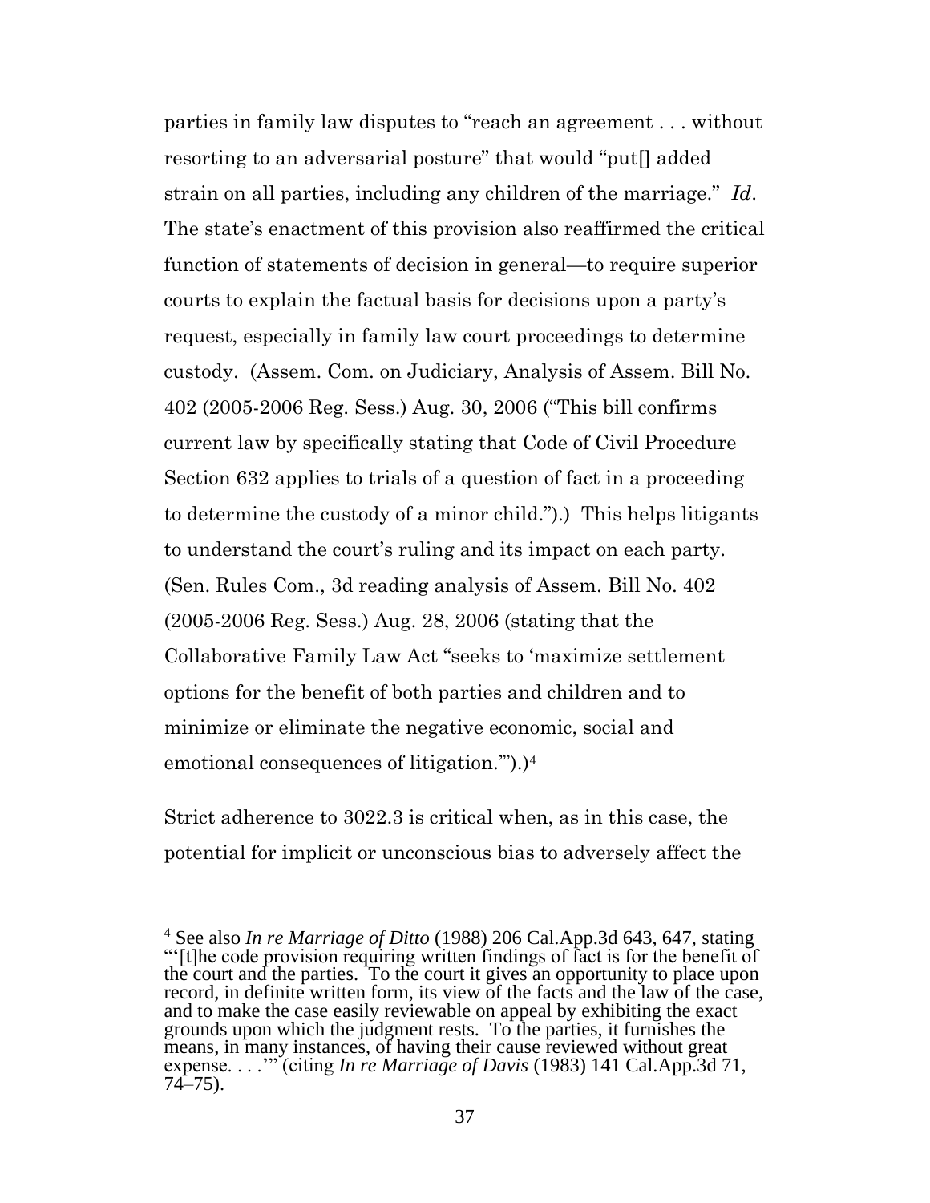parties in family law disputes to "reach an agreement . . . without resorting to an adversarial posture" that would "put[] added strain on all parties, including any children of the marriage." *Id*. The state's enactment of this provision also reaffirmed the critical function of statements of decision in general—to require superior courts to explain the factual basis for decisions upon a party's request, especially in family law court proceedings to determine custody. (Assem. Com. on Judiciary, Analysis of Assem. Bill No. 402 (2005-2006 Reg. Sess.) Aug. 30, 2006 ("This bill confirms current law by specifically stating that Code of Civil Procedure Section 632 applies to trials of a question of fact in a proceeding to determine the custody of a minor child.").) This helps litigants to understand the court's ruling and its impact on each party. (Sen. Rules Com., 3d reading analysis of Assem. Bill No. 402 (2005-2006 Reg. Sess.) Aug. 28, 2006 (stating that the Collaborative Family Law Act "seeks to 'maximize settlement options for the benefit of both parties and children and to minimize or eliminate the negative economic, social and emotional consequences of litigation.'").)[4]

Strict adherence to 3022.3 is critical when, as in this case, the potential for implicit or unconscious bias to adversely affect the

---

[4] See also *In re Marriage of Ditto* (1988) 206 Cal.App.3d 643, 647, stating "'[t]he code provision requiring written findings of fact is for the benefit of the court and the parties. To the court it gives an opportunity to place upon record, in definite written form, its view of the facts and the law of the case, and to make the case easily reviewable on appeal by exhibiting the exact grounds upon which the judgment rests. To the parties, it furnishes the means, in many instances, of having their cause reviewed without great expense. . . .'" (citing *In re Marriage of Davis* (1983) 141 Cal.App.3d 71, 74–75).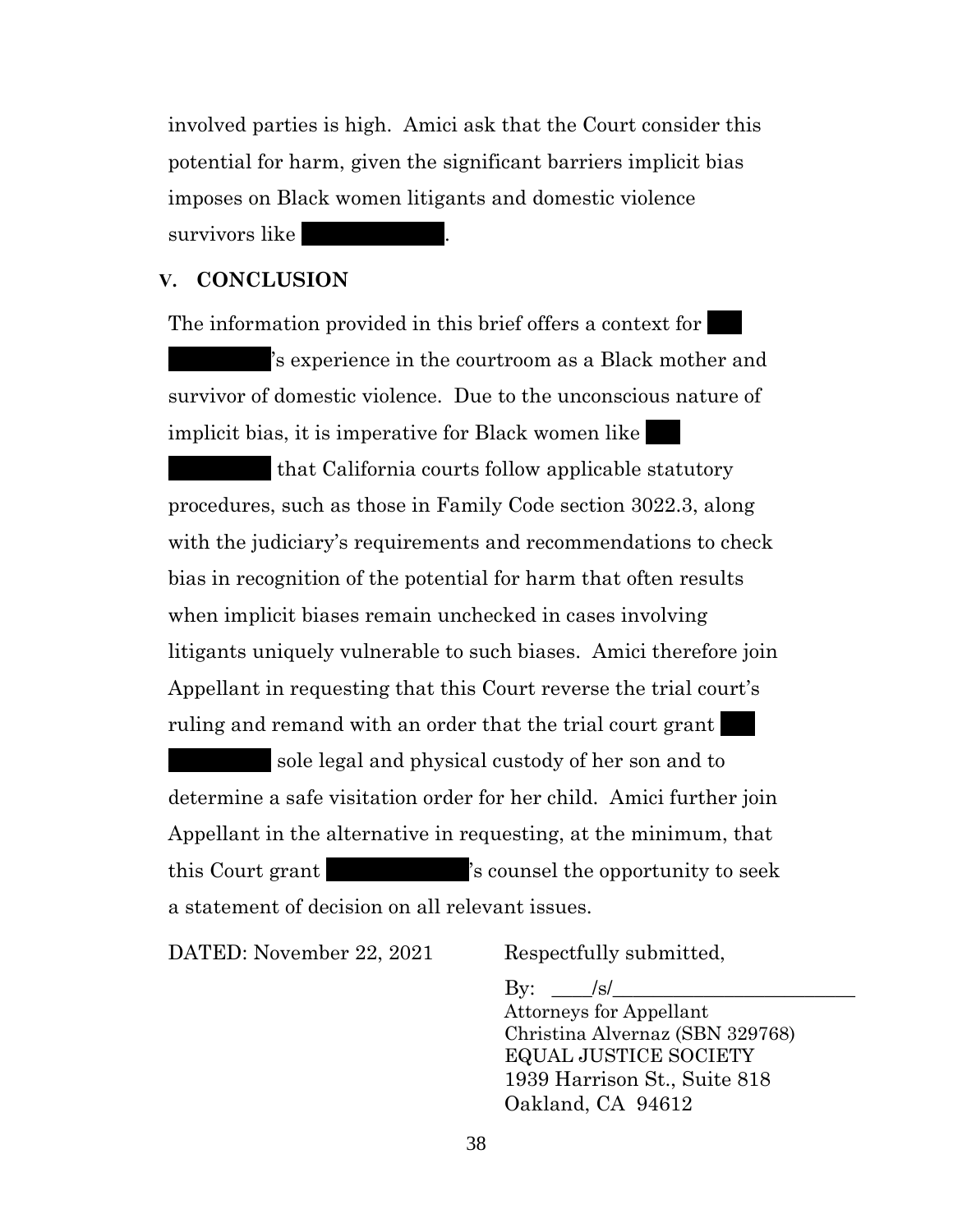involved parties is high. Amici ask that the Court consider this potential for harm, given the significant barriers implicit bias imposes on Black women litigants and domestic violence survivors like ████████.

## V. CONCLUSION

The information provided in this brief offers a context for ████████'s experience in the courtroom as a Black mother and survivor of domestic violence. Due to the unconscious nature of implicit bias, it is imperative for Black women like ████████ that California courts follow applicable statutory procedures, such as those in Family Code section 3022.3, along with the judiciary's requirements and recommendations to check bias in recognition of the potential for harm that often results when implicit biases remain unchecked in cases involving litigants uniquely vulnerable to such biases. Amici therefore join Appellant in requesting that this Court reverse the trial court's ruling and remand with an order that the trial court grant ████████ sole legal and physical custody of her son and to determine a safe visitation order for her child. Amici further join Appellant in the alternative in requesting, at the minimum, that this Court grant ████████'s counsel the opportunity to seek a statement of decision on all relevant issues.

DATED: November 22, 2021

Respectfully submitted,

By: ____/s/________________________
Attorneys for Appellant
Christina Alvernaz (SBN 329768)
EQUAL JUSTICE SOCIETY
1939 Harrison St., Suite 818
Oakland, CA 94612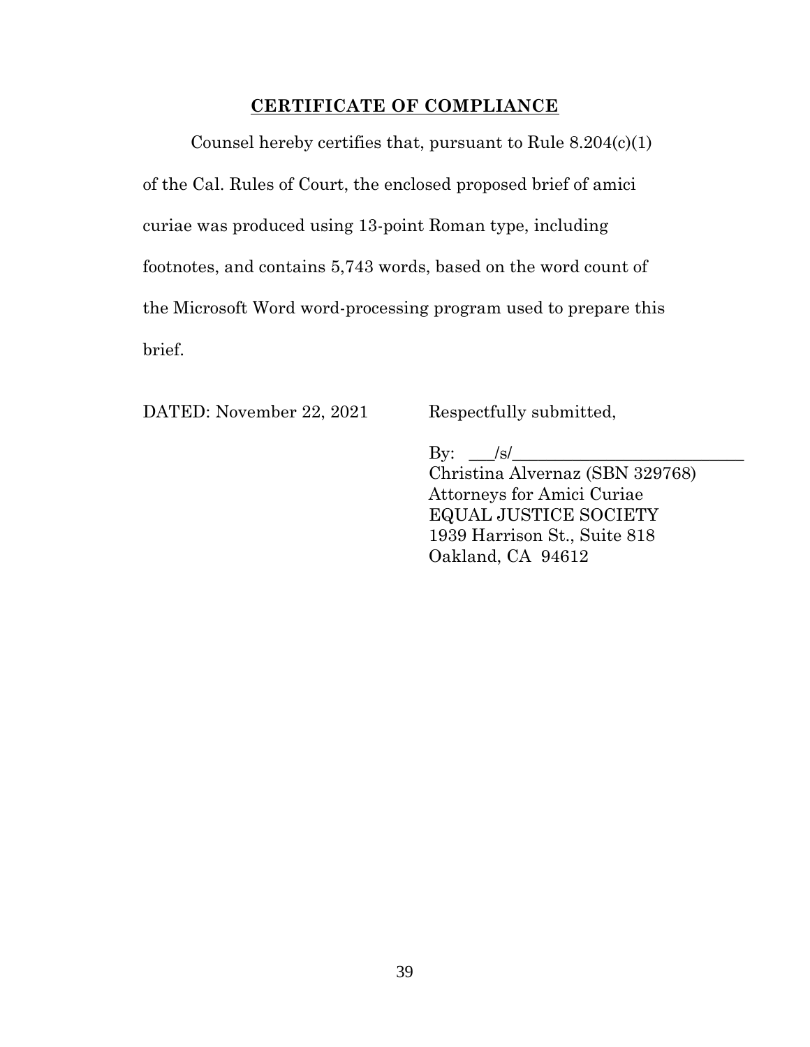## CERTIFICATE OF COMPLIANCE

Counsel hereby certifies that, pursuant to Rule 8.204(c)(1) of the Cal. Rules of Court, the enclosed proposed brief of amici curiae was produced using 13-point Roman type, including footnotes, and contains 5,743 words, based on the word count of the Microsoft Word word-processing program used to prepare this brief.

DATED: November 22, 2021

Respectfully submitted,

By: ___/s/___________________________

Christina Alvernaz (SBN 329768)
Attorneys for Amici Curiae
EQUAL JUSTICE SOCIETY
1939 Harrison St., Suite 818
Oakland, CA 94612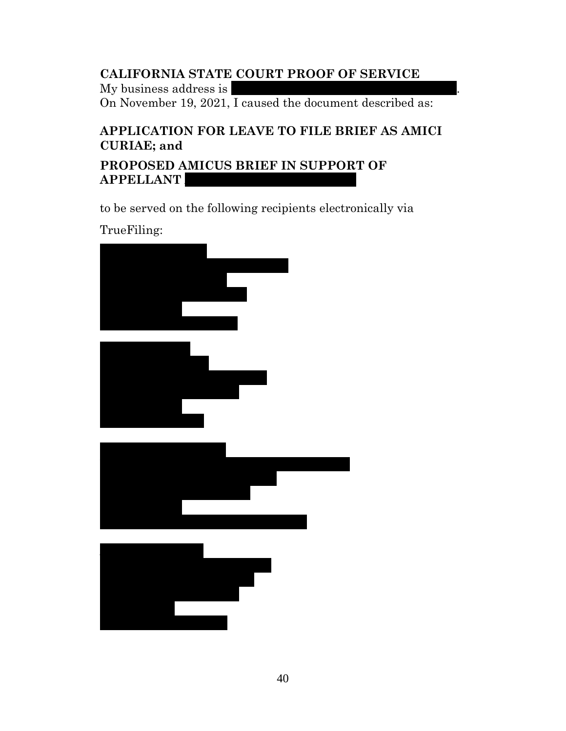**CALIFORNIA STATE COURT PROOF OF SERVICE**

My business address is .

On November 19, 2021, I caused the document described as:

**APPLICATION FOR LEAVE TO FILE BRIEF AS AMICI CURIAE; and**

**PROPOSED AMICUS BRIEF IN SUPPORT OF APPELLANT**

to be served on the following recipients electronically via

TrueFiling: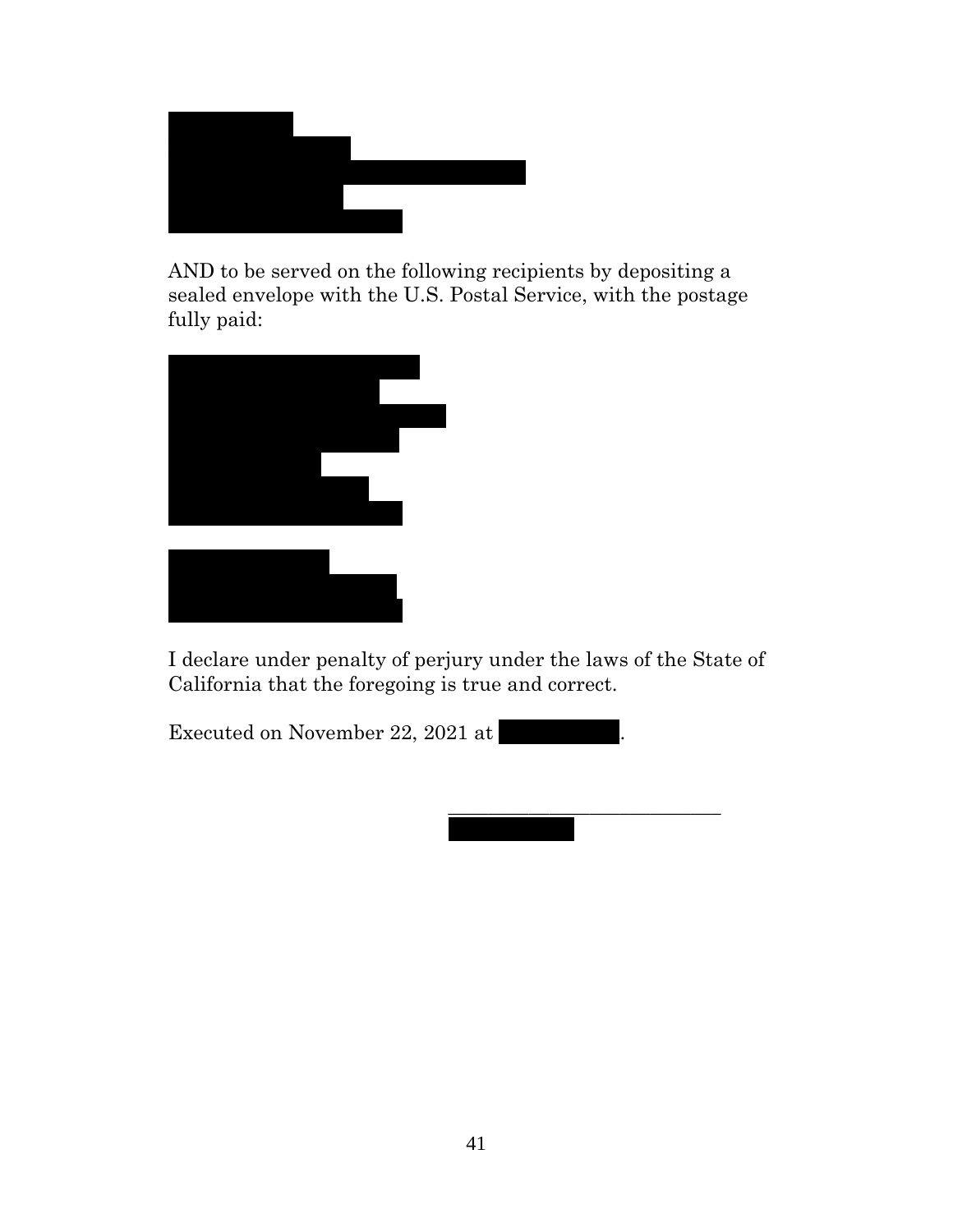AND to be served on the following recipients by depositing a sealed envelope with the U.S. Postal Service, with the postage fully paid:

I declare under penalty of perjury under the laws of the State of California that the foregoing is true and correct.

Executed on November 22, 2021 at .

\_\_\_\_\_\_\_\_\_\_\_\_\_\_\_\_\_\_\_\_\_\_\_\_\_\_\_\_